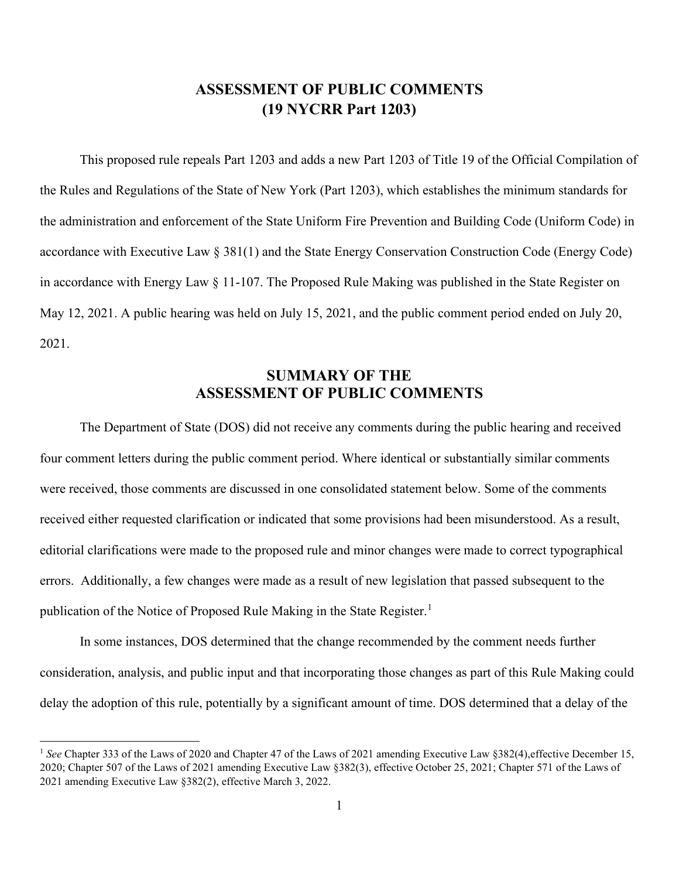# ASSESSMENT OF PUBLIC COMMENTS
# (19 NYCRR Part 1203)

This proposed rule repeals Part 1203 and adds a new Part 1203 of Title 19 of the Official Compilation of the Rules and Regulations of the State of New York (Part 1203), which establishes the minimum standards for the administration and enforcement of the State Uniform Fire Prevention and Building Code (Uniform Code) in accordance with Executive Law § 381(1) and the State Energy Conservation Construction Code (Energy Code) in accordance with Energy Law § 11-107. The Proposed Rule Making was published in the State Register on May 12, 2021. A public hearing was held on July 15, 2021, and the public comment period ended on July 20, 2021.

## SUMMARY OF THE ASSESSMENT OF PUBLIC COMMENTS

The Department of State (DOS) did not receive any comments during the public hearing and received four comment letters during the public comment period. Where identical or substantially similar comments were received, those comments are discussed in one consolidated statement below. Some of the comments received either requested clarification or indicated that some provisions had been misunderstood. As a result, editorial clarifications were made to the proposed rule and minor changes were made to correct typographical errors. Additionally, a few changes were made as a result of new legislation that passed subsequent to the publication of the Notice of Proposed Rule Making in the State Register.[1]

In some instances, DOS determined that the change recommended by the comment needs further consideration, analysis, and public input and that incorporating those changes as part of this Rule Making could delay the adoption of this rule, potentially by a significant amount of time. DOS determined that a delay of the

[1] *See* Chapter 333 of the Laws of 2020 and Chapter 47 of the Laws of 2021 amending Executive Law §382(4),effective December 15, 2020; Chapter 507 of the Laws of 2021 amending Executive Law §382(3), effective October 25, 2021; Chapter 571 of the Laws of 2021 amending Executive Law §382(2), effective March 3, 2022.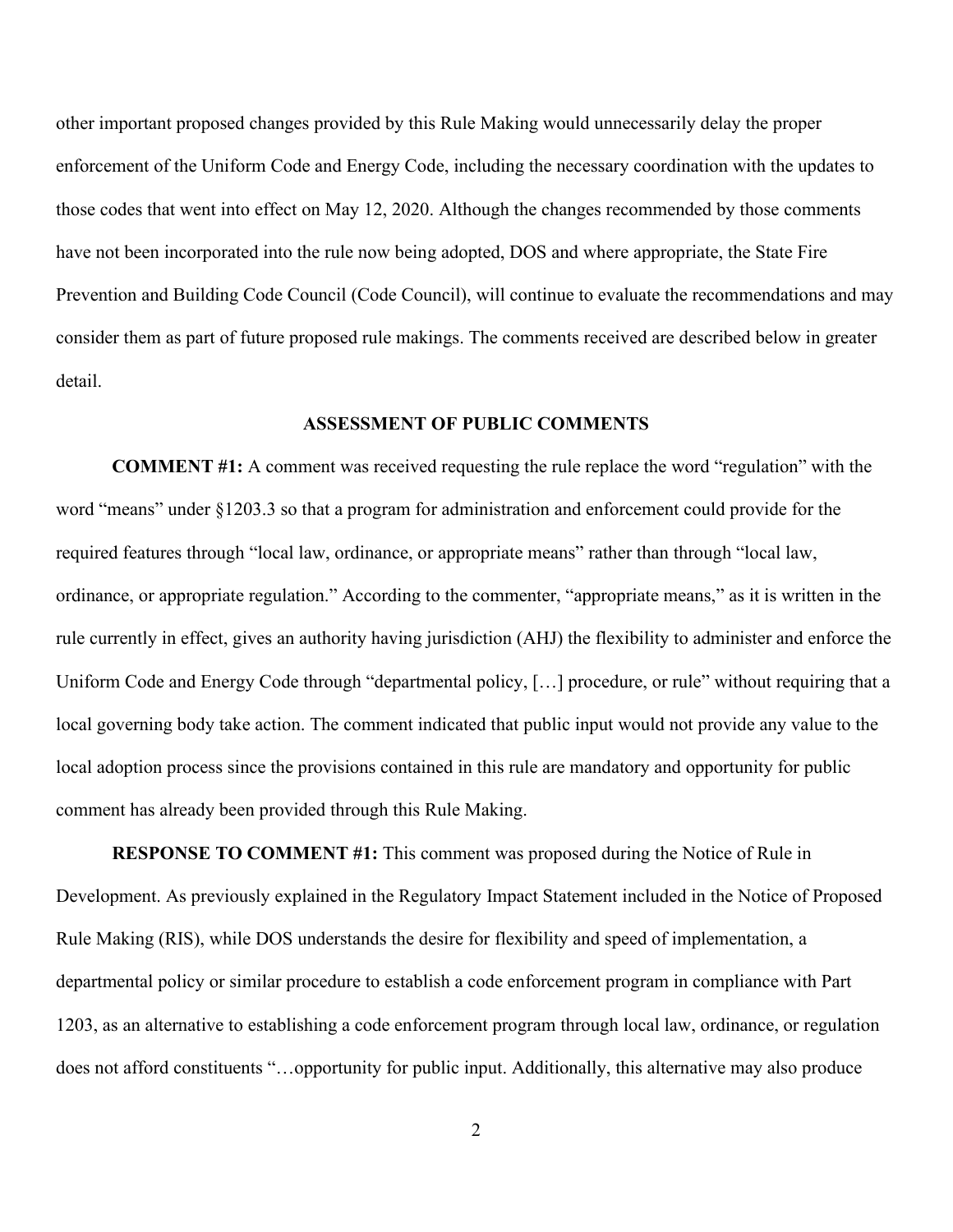other important proposed changes provided by this Rule Making would unnecessarily delay the proper enforcement of the Uniform Code and Energy Code, including the necessary coordination with the updates to those codes that went into effect on May 12, 2020. Although the changes recommended by those comments have not been incorporated into the rule now being adopted, DOS and where appropriate, the State Fire Prevention and Building Code Council (Code Council), will continue to evaluate the recommendations and may consider them as part of future proposed rule makings. The comments received are described below in greater detail.

## ASSESSMENT OF PUBLIC COMMENTS

**COMMENT #1:** A comment was received requesting the rule replace the word "regulation" with the word "means" under §1203.3 so that a program for administration and enforcement could provide for the required features through "local law, ordinance, or appropriate means" rather than through "local law, ordinance, or appropriate regulation." According to the commenter, "appropriate means," as it is written in the rule currently in effect, gives an authority having jurisdiction (AHJ) the flexibility to administer and enforce the Uniform Code and Energy Code through "departmental policy, […] procedure, or rule" without requiring that a local governing body take action. The comment indicated that public input would not provide any value to the local adoption process since the provisions contained in this rule are mandatory and opportunity for public comment has already been provided through this Rule Making.

**RESPONSE TO COMMENT #1:** This comment was proposed during the Notice of Rule in Development. As previously explained in the Regulatory Impact Statement included in the Notice of Proposed Rule Making (RIS), while DOS understands the desire for flexibility and speed of implementation, a departmental policy or similar procedure to establish a code enforcement program in compliance with Part 1203, as an alternative to establishing a code enforcement program through local law, ordinance, or regulation does not afford constituents "…opportunity for public input. Additionally, this alternative may also produce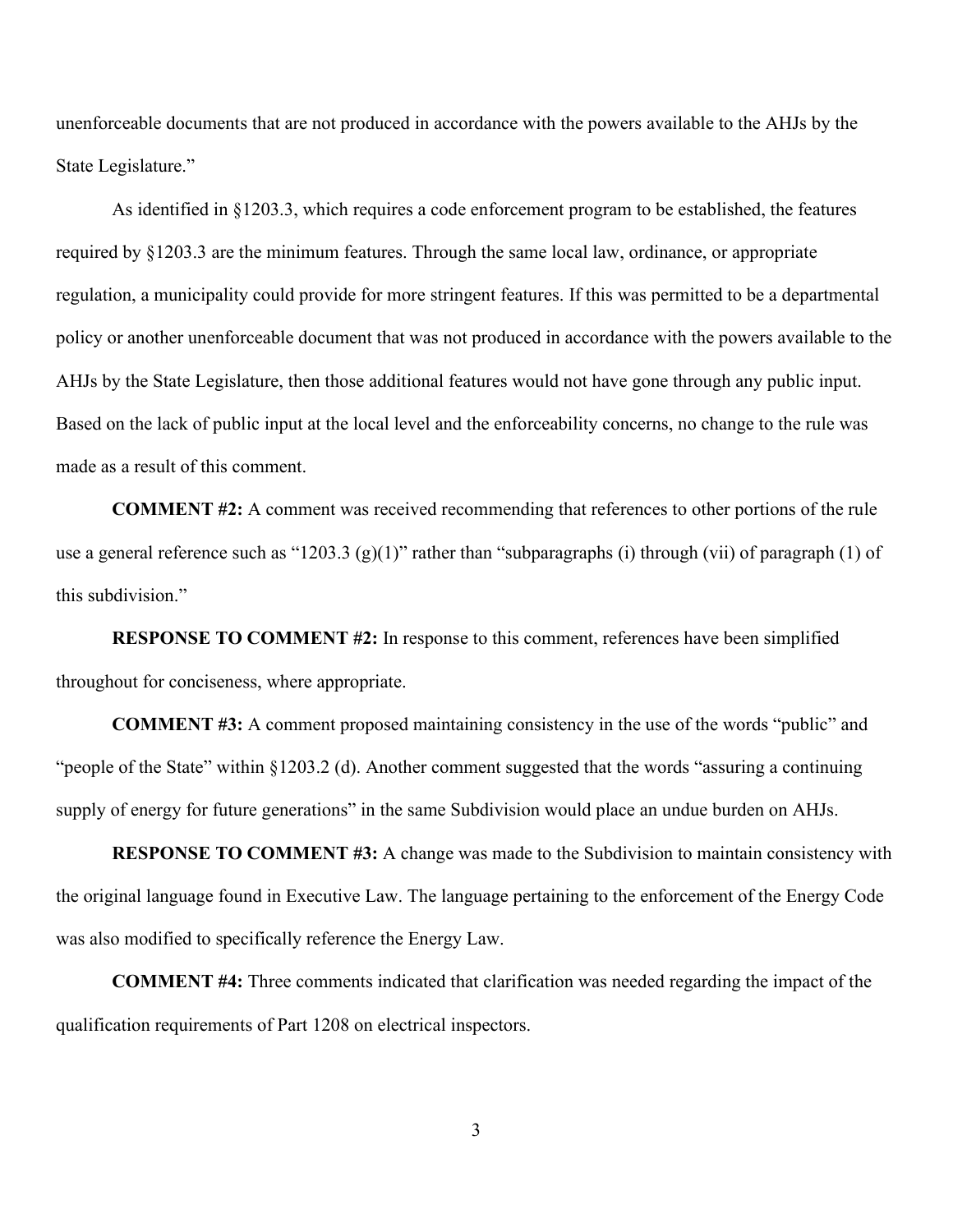unenforceable documents that are not produced in accordance with the powers available to the AHJs by the State Legislature."

As identified in §1203.3, which requires a code enforcement program to be established, the features required by §1203.3 are the minimum features. Through the same local law, ordinance, or appropriate regulation, a municipality could provide for more stringent features. If this was permitted to be a departmental policy or another unenforceable document that was not produced in accordance with the powers available to the AHJs by the State Legislature, then those additional features would not have gone through any public input. Based on the lack of public input at the local level and the enforceability concerns, no change to the rule was made as a result of this comment.

**COMMENT #2:** A comment was received recommending that references to other portions of the rule use a general reference such as "1203.3 (g)(1)" rather than "subparagraphs (i) through (vii) of paragraph (1) of this subdivision."

**RESPONSE TO COMMENT #2:** In response to this comment, references have been simplified throughout for conciseness, where appropriate.

**COMMENT #3:** A comment proposed maintaining consistency in the use of the words "public" and "people of the State" within §1203.2 (d). Another comment suggested that the words "assuring a continuing supply of energy for future generations" in the same Subdivision would place an undue burden on AHJs.

**RESPONSE TO COMMENT #3:** A change was made to the Subdivision to maintain consistency with the original language found in Executive Law. The language pertaining to the enforcement of the Energy Code was also modified to specifically reference the Energy Law.

**COMMENT #4:** Three comments indicated that clarification was needed regarding the impact of the qualification requirements of Part 1208 on electrical inspectors.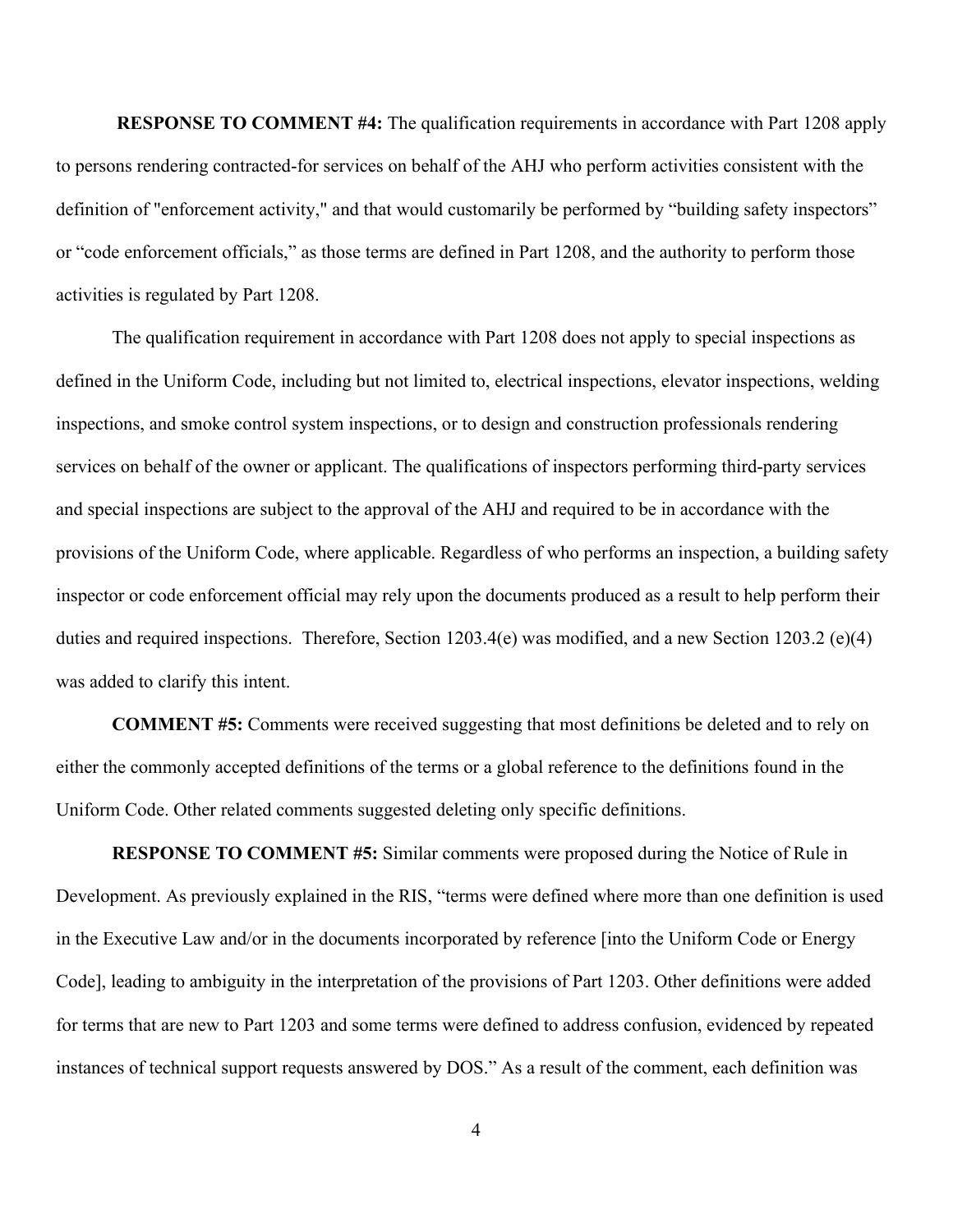**RESPONSE TO COMMENT #4:** The qualification requirements in accordance with Part 1208 apply to persons rendering contracted-for services on behalf of the AHJ who perform activities consistent with the definition of "enforcement activity," and that would customarily be performed by "building safety inspectors" or "code enforcement officials," as those terms are defined in Part 1208, and the authority to perform those activities is regulated by Part 1208.

The qualification requirement in accordance with Part 1208 does not apply to special inspections as defined in the Uniform Code, including but not limited to, electrical inspections, elevator inspections, welding inspections, and smoke control system inspections, or to design and construction professionals rendering services on behalf of the owner or applicant. The qualifications of inspectors performing third-party services and special inspections are subject to the approval of the AHJ and required to be in accordance with the provisions of the Uniform Code, where applicable. Regardless of who performs an inspection, a building safety inspector or code enforcement official may rely upon the documents produced as a result to help perform their duties and required inspections. Therefore, Section 1203.4(e) was modified, and a new Section 1203.2 (e)(4) was added to clarify this intent.

**COMMENT #5:** Comments were received suggesting that most definitions be deleted and to rely on either the commonly accepted definitions of the terms or a global reference to the definitions found in the Uniform Code. Other related comments suggested deleting only specific definitions.

**RESPONSE TO COMMENT #5:** Similar comments were proposed during the Notice of Rule in Development. As previously explained in the RIS, "terms were defined where more than one definition is used in the Executive Law and/or in the documents incorporated by reference [into the Uniform Code or Energy Code], leading to ambiguity in the interpretation of the provisions of Part 1203. Other definitions were added for terms that are new to Part 1203 and some terms were defined to address confusion, evidenced by repeated instances of technical support requests answered by DOS." As a result of the comment, each definition was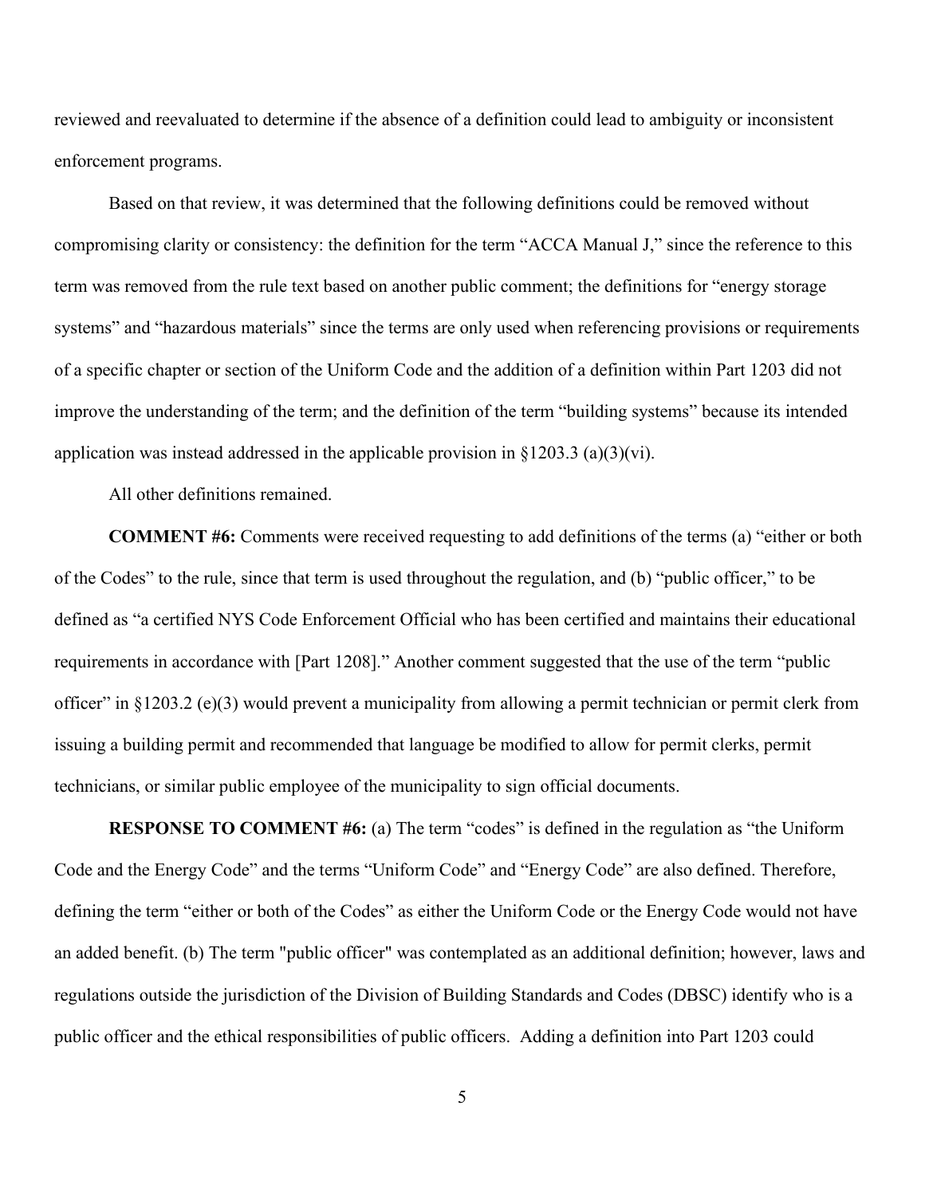reviewed and reevaluated to determine if the absence of a definition could lead to ambiguity or inconsistent enforcement programs.

Based on that review, it was determined that the following definitions could be removed without compromising clarity or consistency: the definition for the term "ACCA Manual J," since the reference to this term was removed from the rule text based on another public comment; the definitions for "energy storage systems" and "hazardous materials" since the terms are only used when referencing provisions or requirements of a specific chapter or section of the Uniform Code and the addition of a definition within Part 1203 did not improve the understanding of the term; and the definition of the term "building systems" because its intended application was instead addressed in the applicable provision in §1203.3 (a)(3)(vi).

All other definitions remained.

**COMMENT #6:** Comments were received requesting to add definitions of the terms (a) "either or both of the Codes" to the rule, since that term is used throughout the regulation, and (b) "public officer," to be defined as "a certified NYS Code Enforcement Official who has been certified and maintains their educational requirements in accordance with [Part 1208]." Another comment suggested that the use of the term "public officer" in §1203.2 (e)(3) would prevent a municipality from allowing a permit technician or permit clerk from issuing a building permit and recommended that language be modified to allow for permit clerks, permit technicians, or similar public employee of the municipality to sign official documents.

**RESPONSE TO COMMENT #6:** (a) The term "codes" is defined in the regulation as "the Uniform Code and the Energy Code" and the terms "Uniform Code" and "Energy Code" are also defined. Therefore, defining the term "either or both of the Codes" as either the Uniform Code or the Energy Code would not have an added benefit. (b) The term "public officer" was contemplated as an additional definition; however, laws and regulations outside the jurisdiction of the Division of Building Standards and Codes (DBSC) identify who is a public officer and the ethical responsibilities of public officers. Adding a definition into Part 1203 could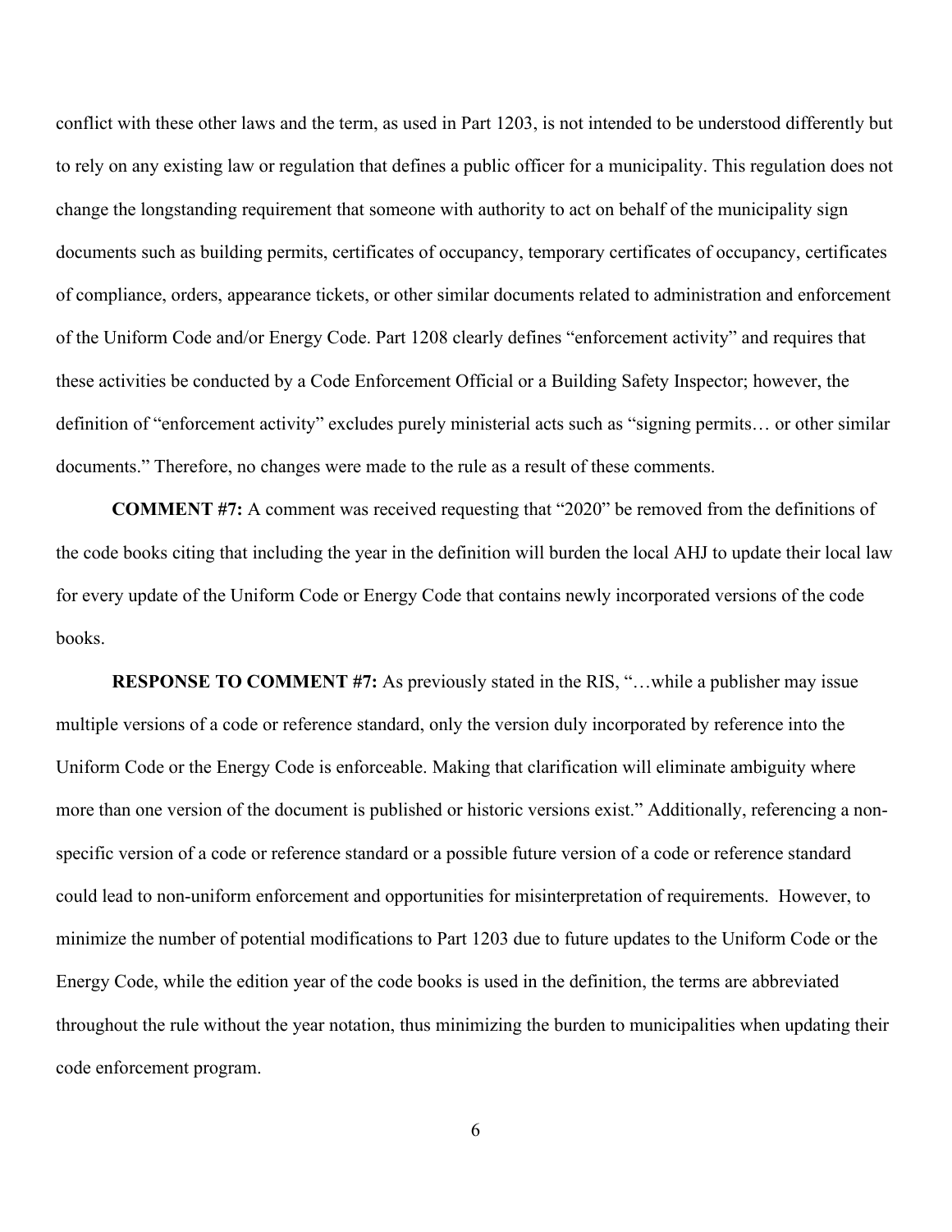conflict with these other laws and the term, as used in Part 1203, is not intended to be understood differently but to rely on any existing law or regulation that defines a public officer for a municipality. This regulation does not change the longstanding requirement that someone with authority to act on behalf of the municipality sign documents such as building permits, certificates of occupancy, temporary certificates of occupancy, certificates of compliance, orders, appearance tickets, or other similar documents related to administration and enforcement of the Uniform Code and/or Energy Code. Part 1208 clearly defines "enforcement activity" and requires that these activities be conducted by a Code Enforcement Official or a Building Safety Inspector; however, the definition of "enforcement activity" excludes purely ministerial acts such as "signing permits… or other similar documents." Therefore, no changes were made to the rule as a result of these comments.

**COMMENT #7:** A comment was received requesting that "2020" be removed from the definitions of the code books citing that including the year in the definition will burden the local AHJ to update their local law for every update of the Uniform Code or Energy Code that contains newly incorporated versions of the code books.

**RESPONSE TO COMMENT #7:** As previously stated in the RIS, "…while a publisher may issue multiple versions of a code or reference standard, only the version duly incorporated by reference into the Uniform Code or the Energy Code is enforceable. Making that clarification will eliminate ambiguity where more than one version of the document is published or historic versions exist." Additionally, referencing a non-specific version of a code or reference standard or a possible future version of a code or reference standard could lead to non-uniform enforcement and opportunities for misinterpretation of requirements. However, to minimize the number of potential modifications to Part 1203 due to future updates to the Uniform Code or the Energy Code, while the edition year of the code books is used in the definition, the terms are abbreviated throughout the rule without the year notation, thus minimizing the burden to municipalities when updating their code enforcement program.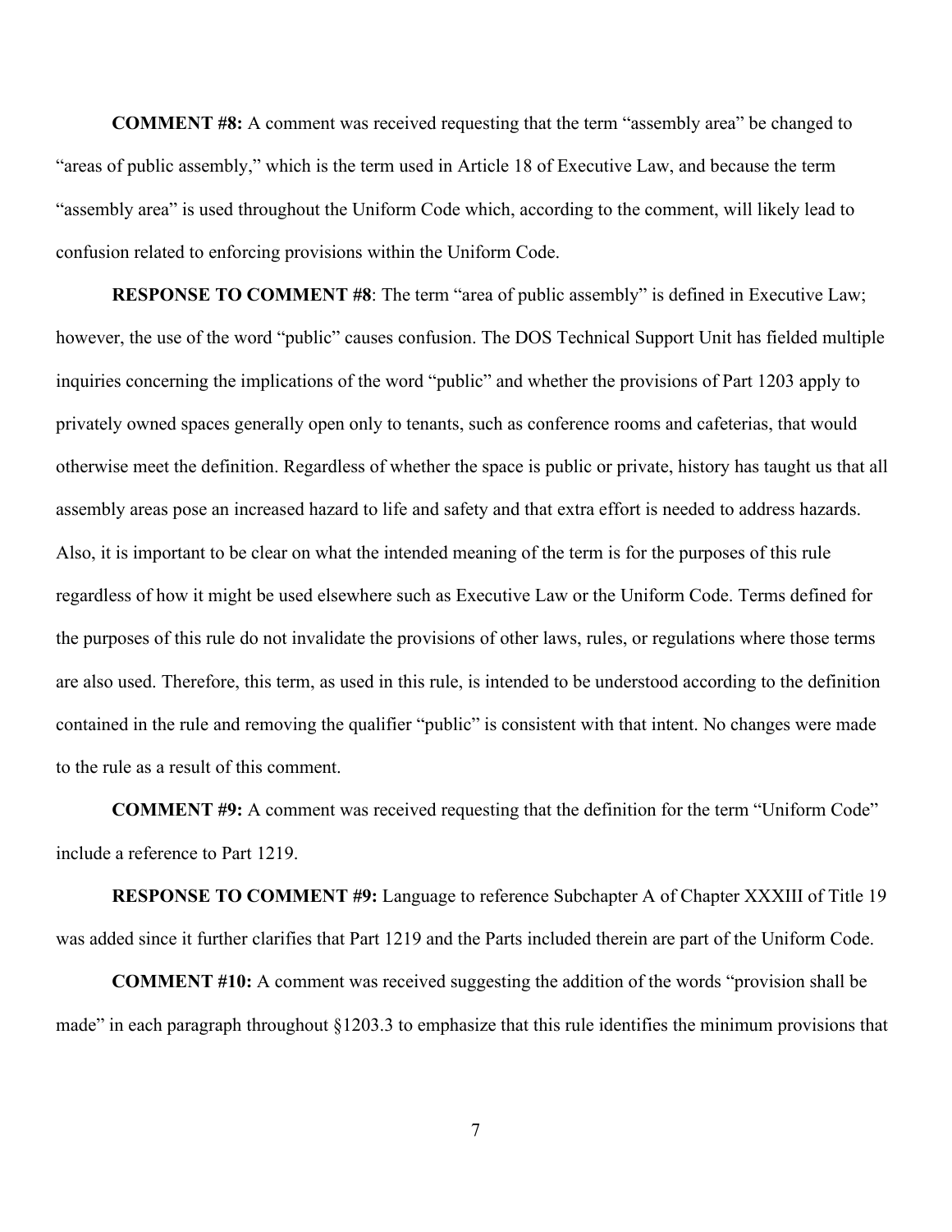**COMMENT #8:** A comment was received requesting that the term "assembly area" be changed to "areas of public assembly," which is the term used in Article 18 of Executive Law, and because the term "assembly area" is used throughout the Uniform Code which, according to the comment, will likely lead to confusion related to enforcing provisions within the Uniform Code.

**RESPONSE TO COMMENT #8**: The term "area of public assembly" is defined in Executive Law; however, the use of the word "public" causes confusion. The DOS Technical Support Unit has fielded multiple inquiries concerning the implications of the word "public" and whether the provisions of Part 1203 apply to privately owned spaces generally open only to tenants, such as conference rooms and cafeterias, that would otherwise meet the definition. Regardless of whether the space is public or private, history has taught us that all assembly areas pose an increased hazard to life and safety and that extra effort is needed to address hazards. Also, it is important to be clear on what the intended meaning of the term is for the purposes of this rule regardless of how it might be used elsewhere such as Executive Law or the Uniform Code. Terms defined for the purposes of this rule do not invalidate the provisions of other laws, rules, or regulations where those terms are also used. Therefore, this term, as used in this rule, is intended to be understood according to the definition contained in the rule and removing the qualifier "public" is consistent with that intent. No changes were made to the rule as a result of this comment.

**COMMENT #9:** A comment was received requesting that the definition for the term "Uniform Code" include a reference to Part 1219.

**RESPONSE TO COMMENT #9:** Language to reference Subchapter A of Chapter XXXIII of Title 19 was added since it further clarifies that Part 1219 and the Parts included therein are part of the Uniform Code.

**COMMENT #10:** A comment was received suggesting the addition of the words "provision shall be made" in each paragraph throughout §1203.3 to emphasize that this rule identifies the minimum provisions that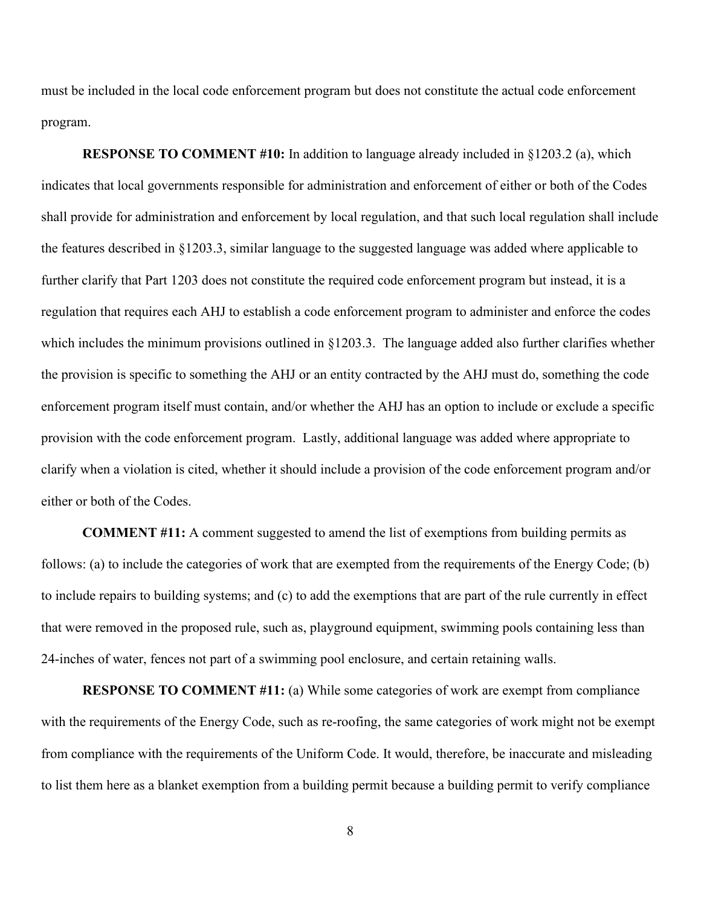must be included in the local code enforcement program but does not constitute the actual code enforcement program.

**RESPONSE TO COMMENT #10:** In addition to language already included in §1203.2 (a), which indicates that local governments responsible for administration and enforcement of either or both of the Codes shall provide for administration and enforcement by local regulation, and that such local regulation shall include the features described in §1203.3, similar language to the suggested language was added where applicable to further clarify that Part 1203 does not constitute the required code enforcement program but instead, it is a regulation that requires each AHJ to establish a code enforcement program to administer and enforce the codes which includes the minimum provisions outlined in §1203.3. The language added also further clarifies whether the provision is specific to something the AHJ or an entity contracted by the AHJ must do, something the code enforcement program itself must contain, and/or whether the AHJ has an option to include or exclude a specific provision with the code enforcement program. Lastly, additional language was added where appropriate to clarify when a violation is cited, whether it should include a provision of the code enforcement program and/or either or both of the Codes.

**COMMENT #11:** A comment suggested to amend the list of exemptions from building permits as follows: (a) to include the categories of work that are exempted from the requirements of the Energy Code; (b) to include repairs to building systems; and (c) to add the exemptions that are part of the rule currently in effect that were removed in the proposed rule, such as, playground equipment, swimming pools containing less than 24-inches of water, fences not part of a swimming pool enclosure, and certain retaining walls.

**RESPONSE TO COMMENT #11:** (a) While some categories of work are exempt from compliance with the requirements of the Energy Code, such as re-roofing, the same categories of work might not be exempt from compliance with the requirements of the Uniform Code. It would, therefore, be inaccurate and misleading to list them here as a blanket exemption from a building permit because a building permit to verify compliance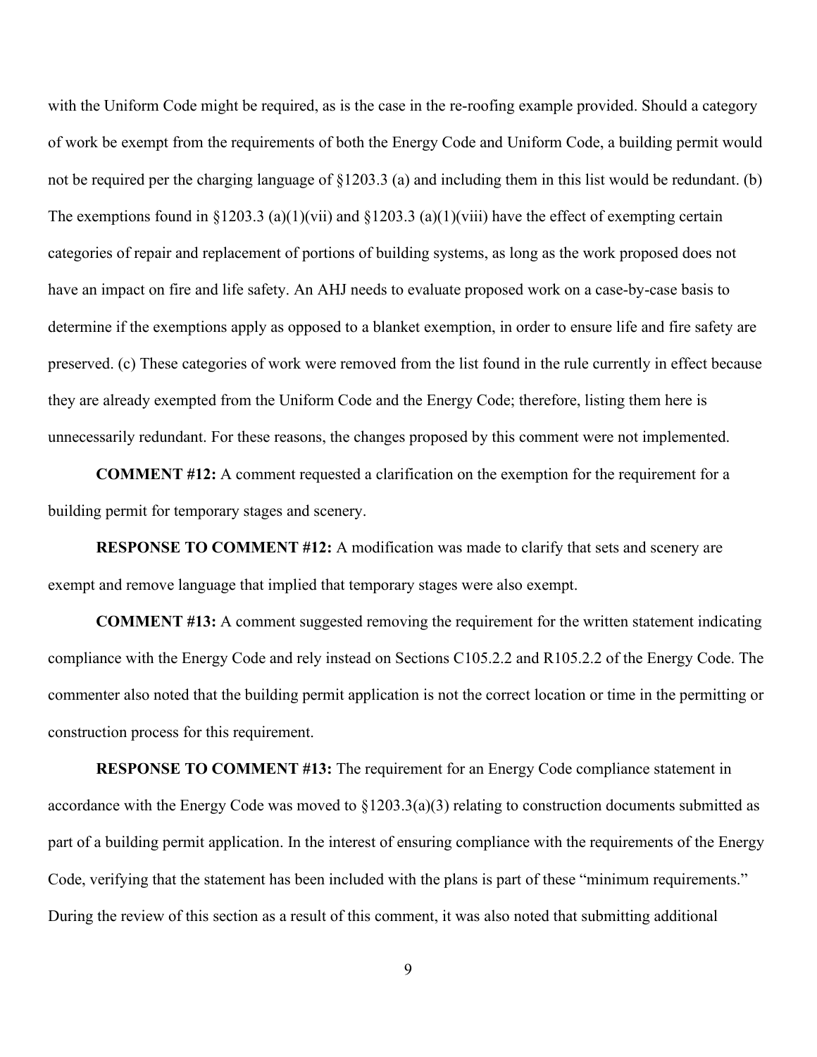with the Uniform Code might be required, as is the case in the re-roofing example provided. Should a category of work be exempt from the requirements of both the Energy Code and Uniform Code, a building permit would not be required per the charging language of §1203.3 (a) and including them in this list would be redundant. (b) The exemptions found in §1203.3 (a)(1)(vii) and §1203.3 (a)(1)(viii) have the effect of exempting certain categories of repair and replacement of portions of building systems, as long as the work proposed does not have an impact on fire and life safety. An AHJ needs to evaluate proposed work on a case-by-case basis to determine if the exemptions apply as opposed to a blanket exemption, in order to ensure life and fire safety are preserved. (c) These categories of work were removed from the list found in the rule currently in effect because they are already exempted from the Uniform Code and the Energy Code; therefore, listing them here is unnecessarily redundant. For these reasons, the changes proposed by this comment were not implemented.

**COMMENT #12:** A comment requested a clarification on the exemption for the requirement for a building permit for temporary stages and scenery.

**RESPONSE TO COMMENT #12:** A modification was made to clarify that sets and scenery are exempt and remove language that implied that temporary stages were also exempt.

**COMMENT #13:** A comment suggested removing the requirement for the written statement indicating compliance with the Energy Code and rely instead on Sections C105.2.2 and R105.2.2 of the Energy Code. The commenter also noted that the building permit application is not the correct location or time in the permitting or construction process for this requirement.

**RESPONSE TO COMMENT #13:** The requirement for an Energy Code compliance statement in accordance with the Energy Code was moved to §1203.3(a)(3) relating to construction documents submitted as part of a building permit application. In the interest of ensuring compliance with the requirements of the Energy Code, verifying that the statement has been included with the plans is part of these "minimum requirements." During the review of this section as a result of this comment, it was also noted that submitting additional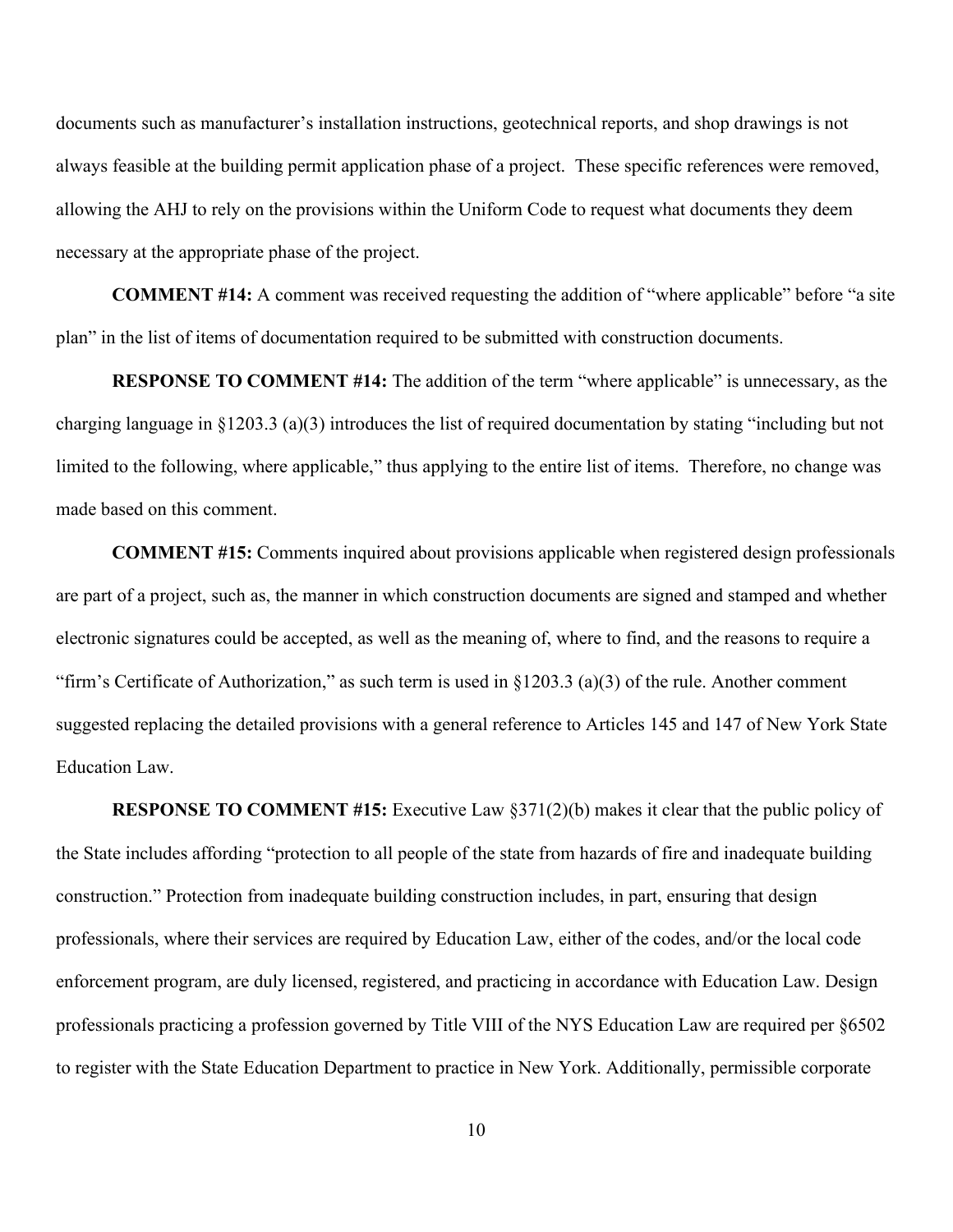documents such as manufacturer's installation instructions, geotechnical reports, and shop drawings is not always feasible at the building permit application phase of a project. These specific references were removed, allowing the AHJ to rely on the provisions within the Uniform Code to request what documents they deem necessary at the appropriate phase of the project.

**COMMENT #14:** A comment was received requesting the addition of "where applicable" before "a site plan" in the list of items of documentation required to be submitted with construction documents.

**RESPONSE TO COMMENT #14:** The addition of the term "where applicable" is unnecessary, as the charging language in §1203.3 (a)(3) introduces the list of required documentation by stating "including but not limited to the following, where applicable," thus applying to the entire list of items. Therefore, no change was made based on this comment.

**COMMENT #15:** Comments inquired about provisions applicable when registered design professionals are part of a project, such as, the manner in which construction documents are signed and stamped and whether electronic signatures could be accepted, as well as the meaning of, where to find, and the reasons to require a "firm's Certificate of Authorization," as such term is used in §1203.3 (a)(3) of the rule. Another comment suggested replacing the detailed provisions with a general reference to Articles 145 and 147 of New York State Education Law.

**RESPONSE TO COMMENT #15:** Executive Law §371(2)(b) makes it clear that the public policy of the State includes affording "protection to all people of the state from hazards of fire and inadequate building construction." Protection from inadequate building construction includes, in part, ensuring that design professionals, where their services are required by Education Law, either of the codes, and/or the local code enforcement program, are duly licensed, registered, and practicing in accordance with Education Law. Design professionals practicing a profession governed by Title VIII of the NYS Education Law are required per §6502 to register with the State Education Department to practice in New York. Additionally, permissible corporate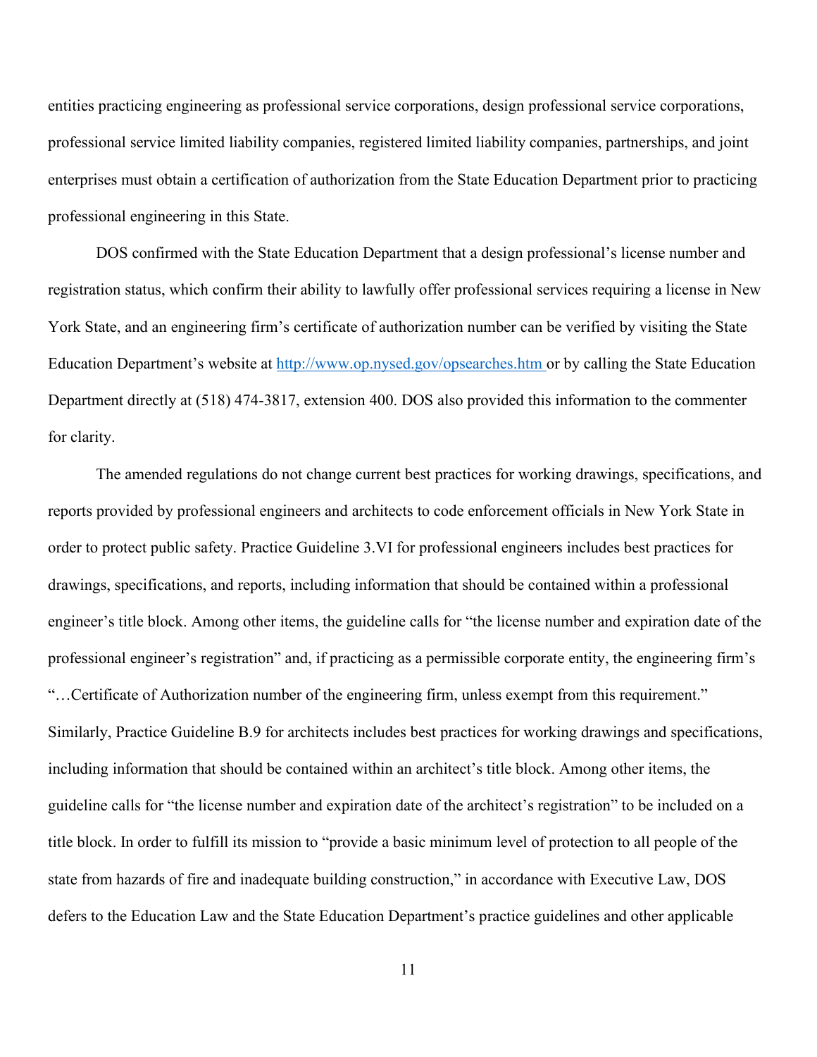entities practicing engineering as professional service corporations, design professional service corporations, professional service limited liability companies, registered limited liability companies, partnerships, and joint enterprises must obtain a certification of authorization from the State Education Department prior to practicing professional engineering in this State.

DOS confirmed with the State Education Department that a design professional's license number and registration status, which confirm their ability to lawfully offer professional services requiring a license in New York State, and an engineering firm's certificate of authorization number can be verified by visiting the State Education Department's website at http://www.op.nysed.gov/opsearches.htm or by calling the State Education Department directly at (518) 474-3817, extension 400. DOS also provided this information to the commenter for clarity.

The amended regulations do not change current best practices for working drawings, specifications, and reports provided by professional engineers and architects to code enforcement officials in New York State in order to protect public safety. Practice Guideline 3.VI for professional engineers includes best practices for drawings, specifications, and reports, including information that should be contained within a professional engineer's title block. Among other items, the guideline calls for "the license number and expiration date of the professional engineer's registration" and, if practicing as a permissible corporate entity, the engineering firm's "…Certificate of Authorization number of the engineering firm, unless exempt from this requirement." Similarly, Practice Guideline B.9 for architects includes best practices for working drawings and specifications, including information that should be contained within an architect's title block. Among other items, the guideline calls for "the license number and expiration date of the architect's registration" to be included on a title block. In order to fulfill its mission to "provide a basic minimum level of protection to all people of the state from hazards of fire and inadequate building construction," in accordance with Executive Law, DOS defers to the Education Law and the State Education Department's practice guidelines and other applicable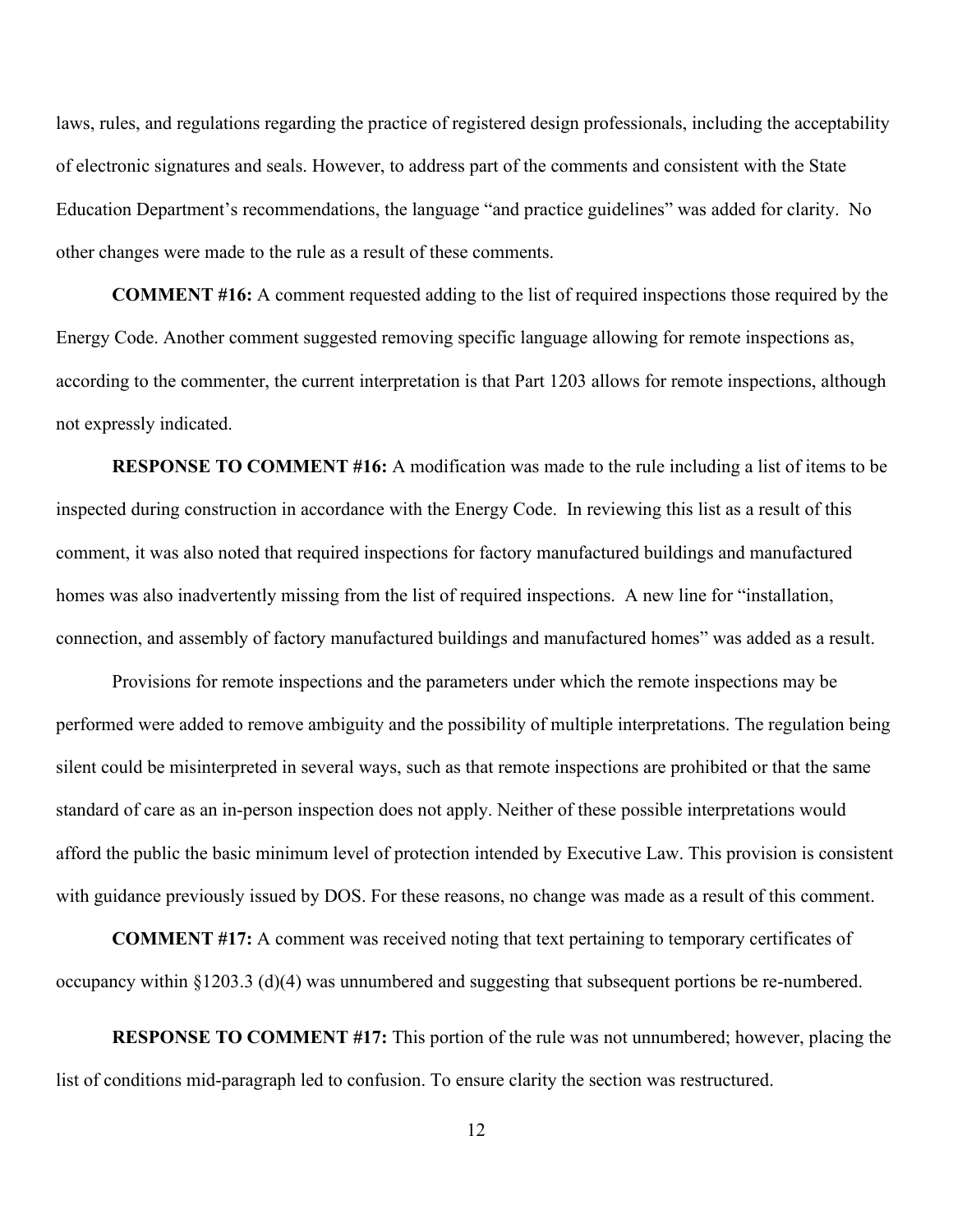laws, rules, and regulations regarding the practice of registered design professionals, including the acceptability of electronic signatures and seals. However, to address part of the comments and consistent with the State Education Department's recommendations, the language "and practice guidelines" was added for clarity. No other changes were made to the rule as a result of these comments.

**COMMENT #16:** A comment requested adding to the list of required inspections those required by the Energy Code. Another comment suggested removing specific language allowing for remote inspections as, according to the commenter, the current interpretation is that Part 1203 allows for remote inspections, although not expressly indicated.

**RESPONSE TO COMMENT #16:** A modification was made to the rule including a list of items to be inspected during construction in accordance with the Energy Code. In reviewing this list as a result of this comment, it was also noted that required inspections for factory manufactured buildings and manufactured homes was also inadvertently missing from the list of required inspections. A new line for "installation, connection, and assembly of factory manufactured buildings and manufactured homes" was added as a result.

Provisions for remote inspections and the parameters under which the remote inspections may be performed were added to remove ambiguity and the possibility of multiple interpretations. The regulation being silent could be misinterpreted in several ways, such as that remote inspections are prohibited or that the same standard of care as an in-person inspection does not apply. Neither of these possible interpretations would afford the public the basic minimum level of protection intended by Executive Law. This provision is consistent with guidance previously issued by DOS. For these reasons, no change was made as a result of this comment.

**COMMENT #17:** A comment was received noting that text pertaining to temporary certificates of occupancy within §1203.3 (d)(4) was unnumbered and suggesting that subsequent portions be re-numbered.

**RESPONSE TO COMMENT #17:** This portion of the rule was not unnumbered; however, placing the list of conditions mid-paragraph led to confusion. To ensure clarity the section was restructured.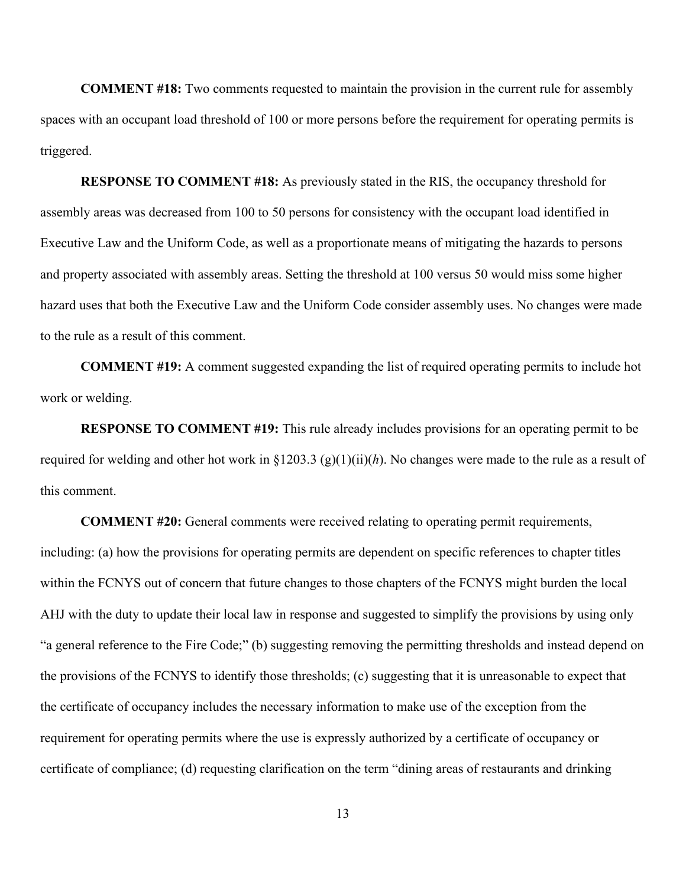**COMMENT #18:** Two comments requested to maintain the provision in the current rule for assembly spaces with an occupant load threshold of 100 or more persons before the requirement for operating permits is triggered.

**RESPONSE TO COMMENT #18:** As previously stated in the RIS, the occupancy threshold for assembly areas was decreased from 100 to 50 persons for consistency with the occupant load identified in Executive Law and the Uniform Code, as well as a proportionate means of mitigating the hazards to persons and property associated with assembly areas. Setting the threshold at 100 versus 50 would miss some higher hazard uses that both the Executive Law and the Uniform Code consider assembly uses. No changes were made to the rule as a result of this comment.

**COMMENT #19:** A comment suggested expanding the list of required operating permits to include hot work or welding.

**RESPONSE TO COMMENT #19:** This rule already includes provisions for an operating permit to be required for welding and other hot work in §1203.3 (g)(1)(ii)(*h*). No changes were made to the rule as a result of this comment.

**COMMENT #20:** General comments were received relating to operating permit requirements, including: (a) how the provisions for operating permits are dependent on specific references to chapter titles within the FCNYS out of concern that future changes to those chapters of the FCNYS might burden the local AHJ with the duty to update their local law in response and suggested to simplify the provisions by using only "a general reference to the Fire Code;" (b) suggesting removing the permitting thresholds and instead depend on the provisions of the FCNYS to identify those thresholds; (c) suggesting that it is unreasonable to expect that the certificate of occupancy includes the necessary information to make use of the exception from the requirement for operating permits where the use is expressly authorized by a certificate of occupancy or certificate of compliance; (d) requesting clarification on the term "dining areas of restaurants and drinking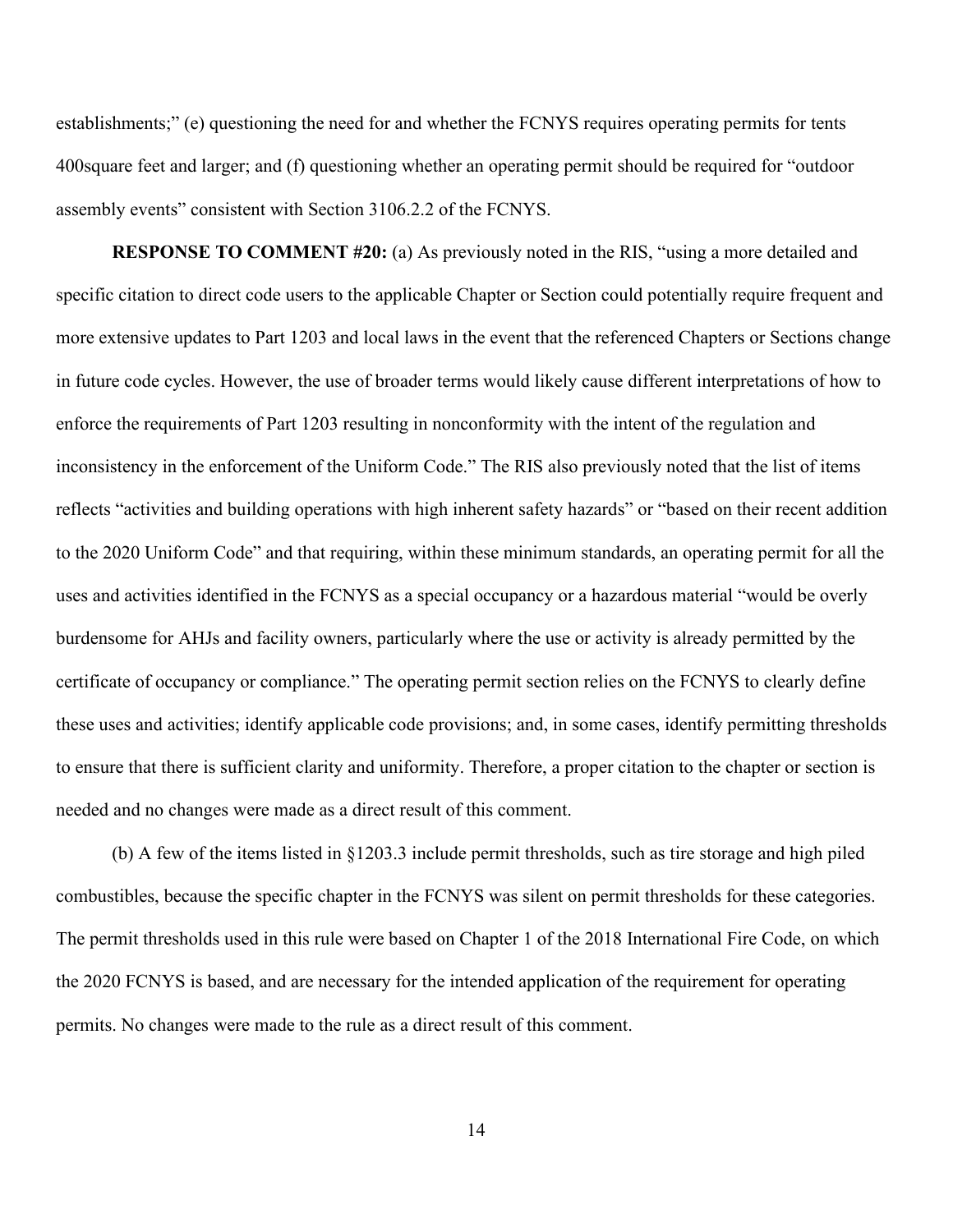establishments;" (e) questioning the need for and whether the FCNYS requires operating permits for tents 400square feet and larger; and (f) questioning whether an operating permit should be required for "outdoor assembly events" consistent with Section 3106.2.2 of the FCNYS.

**RESPONSE TO COMMENT #20:** (a) As previously noted in the RIS, "using a more detailed and specific citation to direct code users to the applicable Chapter or Section could potentially require frequent and more extensive updates to Part 1203 and local laws in the event that the referenced Chapters or Sections change in future code cycles. However, the use of broader terms would likely cause different interpretations of how to enforce the requirements of Part 1203 resulting in nonconformity with the intent of the regulation and inconsistency in the enforcement of the Uniform Code." The RIS also previously noted that the list of items reflects "activities and building operations with high inherent safety hazards" or "based on their recent addition to the 2020 Uniform Code" and that requiring, within these minimum standards, an operating permit for all the uses and activities identified in the FCNYS as a special occupancy or a hazardous material "would be overly burdensome for AHJs and facility owners, particularly where the use or activity is already permitted by the certificate of occupancy or compliance." The operating permit section relies on the FCNYS to clearly define these uses and activities; identify applicable code provisions; and, in some cases, identify permitting thresholds to ensure that there is sufficient clarity and uniformity. Therefore, a proper citation to the chapter or section is needed and no changes were made as a direct result of this comment.

(b) A few of the items listed in §1203.3 include permit thresholds, such as tire storage and high piled combustibles, because the specific chapter in the FCNYS was silent on permit thresholds for these categories. The permit thresholds used in this rule were based on Chapter 1 of the 2018 International Fire Code, on which the 2020 FCNYS is based, and are necessary for the intended application of the requirement for operating permits. No changes were made to the rule as a direct result of this comment.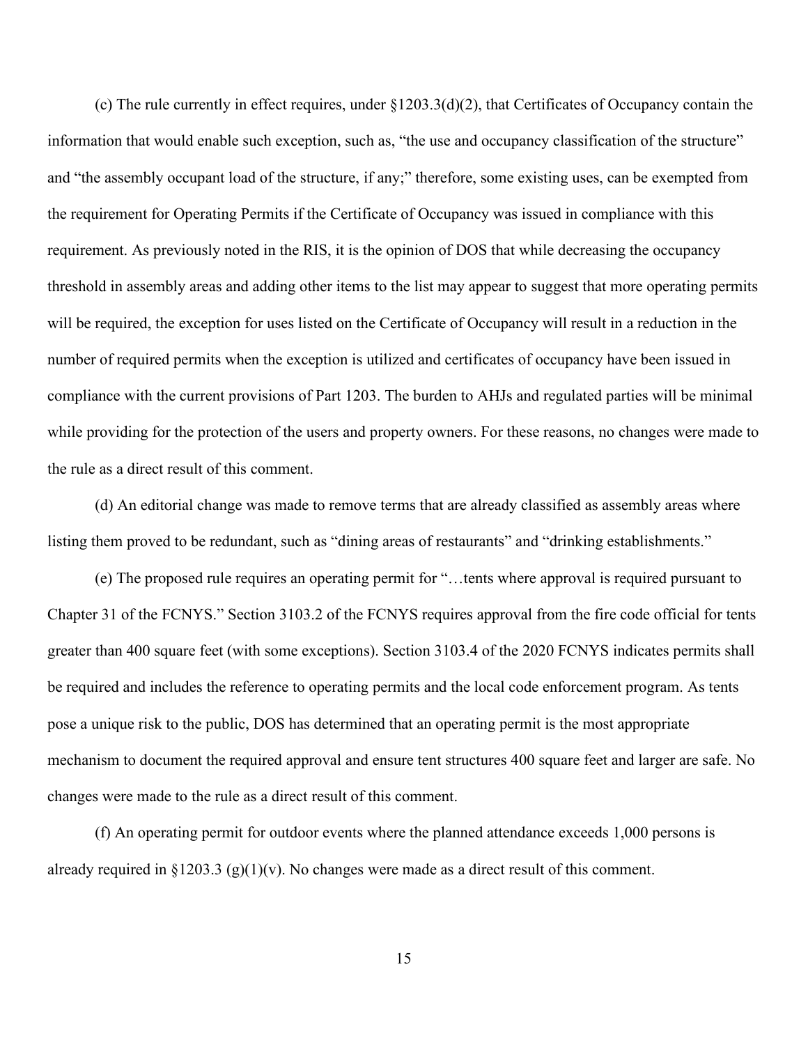(c) The rule currently in effect requires, under §1203.3(d)(2), that Certificates of Occupancy contain the information that would enable such exception, such as, "the use and occupancy classification of the structure" and "the assembly occupant load of the structure, if any;" therefore, some existing uses, can be exempted from the requirement for Operating Permits if the Certificate of Occupancy was issued in compliance with this requirement. As previously noted in the RIS, it is the opinion of DOS that while decreasing the occupancy threshold in assembly areas and adding other items to the list may appear to suggest that more operating permits will be required, the exception for uses listed on the Certificate of Occupancy will result in a reduction in the number of required permits when the exception is utilized and certificates of occupancy have been issued in compliance with the current provisions of Part 1203. The burden to AHJs and regulated parties will be minimal while providing for the protection of the users and property owners. For these reasons, no changes were made to the rule as a direct result of this comment.

(d) An editorial change was made to remove terms that are already classified as assembly areas where listing them proved to be redundant, such as "dining areas of restaurants" and "drinking establishments."

(e) The proposed rule requires an operating permit for "…tents where approval is required pursuant to Chapter 31 of the FCNYS." Section 3103.2 of the FCNYS requires approval from the fire code official for tents greater than 400 square feet (with some exceptions). Section 3103.4 of the 2020 FCNYS indicates permits shall be required and includes the reference to operating permits and the local code enforcement program. As tents pose a unique risk to the public, DOS has determined that an operating permit is the most appropriate mechanism to document the required approval and ensure tent structures 400 square feet and larger are safe. No changes were made to the rule as a direct result of this comment.

(f) An operating permit for outdoor events where the planned attendance exceeds 1,000 persons is already required in §1203.3 (g)(1)(v). No changes were made as a direct result of this comment.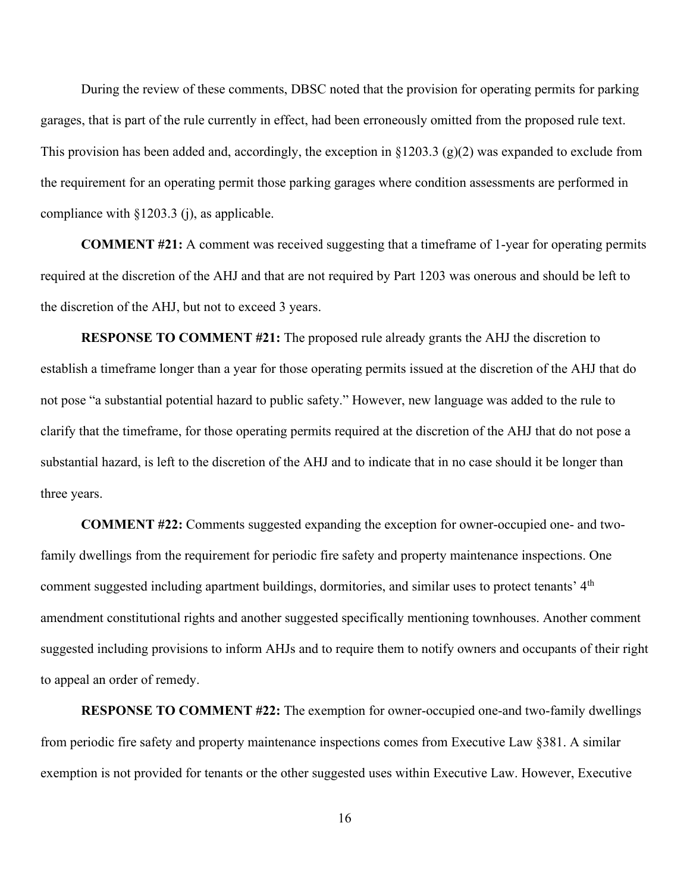During the review of these comments, DBSC noted that the provision for operating permits for parking garages, that is part of the rule currently in effect, had been erroneously omitted from the proposed rule text. This provision has been added and, accordingly, the exception in §1203.3 (g)(2) was expanded to exclude from the requirement for an operating permit those parking garages where condition assessments are performed in compliance with §1203.3 (j), as applicable.

**COMMENT #21:** A comment was received suggesting that a timeframe of 1-year for operating permits required at the discretion of the AHJ and that are not required by Part 1203 was onerous and should be left to the discretion of the AHJ, but not to exceed 3 years.

**RESPONSE TO COMMENT #21:** The proposed rule already grants the AHJ the discretion to establish a timeframe longer than a year for those operating permits issued at the discretion of the AHJ that do not pose "a substantial potential hazard to public safety." However, new language was added to the rule to clarify that the timeframe, for those operating permits required at the discretion of the AHJ that do not pose a substantial hazard, is left to the discretion of the AHJ and to indicate that in no case should it be longer than three years.

**COMMENT #22:** Comments suggested expanding the exception for owner-occupied one- and two-family dwellings from the requirement for periodic fire safety and property maintenance inspections. One comment suggested including apartment buildings, dormitories, and similar uses to protect tenants' 4th amendment constitutional rights and another suggested specifically mentioning townhouses. Another comment suggested including provisions to inform AHJs and to require them to notify owners and occupants of their right to appeal an order of remedy.

**RESPONSE TO COMMENT #22:** The exemption for owner-occupied one-and two-family dwellings from periodic fire safety and property maintenance inspections comes from Executive Law §381. A similar exemption is not provided for tenants or the other suggested uses within Executive Law. However, Executive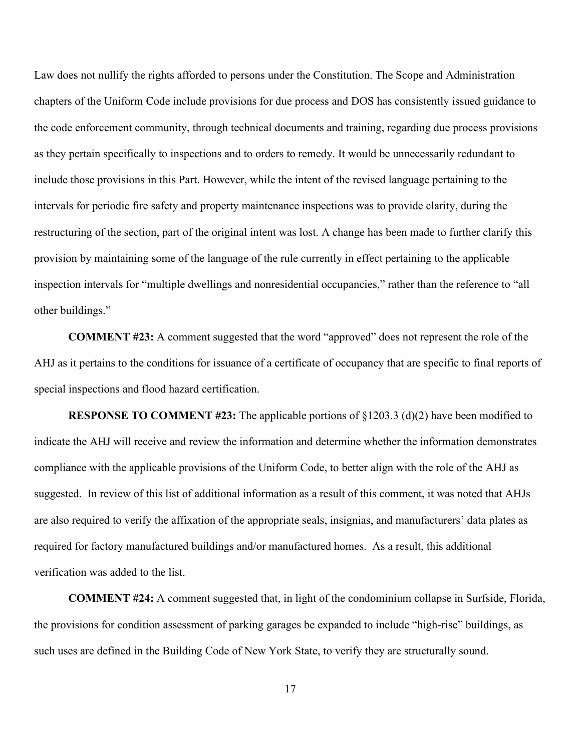Law does not nullify the rights afforded to persons under the Constitution. The Scope and Administration chapters of the Uniform Code include provisions for due process and DOS has consistently issued guidance to the code enforcement community, through technical documents and training, regarding due process provisions as they pertain specifically to inspections and to orders to remedy. It would be unnecessarily redundant to include those provisions in this Part. However, while the intent of the revised language pertaining to the intervals for periodic fire safety and property maintenance inspections was to provide clarity, during the restructuring of the section, part of the original intent was lost. A change has been made to further clarify this provision by maintaining some of the language of the rule currently in effect pertaining to the applicable inspection intervals for "multiple dwellings and nonresidential occupancies," rather than the reference to "all other buildings."

**COMMENT #23:** A comment suggested that the word "approved" does not represent the role of the AHJ as it pertains to the conditions for issuance of a certificate of occupancy that are specific to final reports of special inspections and flood hazard certification.

**RESPONSE TO COMMENT #23:** The applicable portions of §1203.3 (d)(2) have been modified to indicate the AHJ will receive and review the information and determine whether the information demonstrates compliance with the applicable provisions of the Uniform Code, to better align with the role of the AHJ as suggested. In review of this list of additional information as a result of this comment, it was noted that AHJs are also required to verify the affixation of the appropriate seals, insignias, and manufacturers' data plates as required for factory manufactured buildings and/or manufactured homes. As a result, this additional verification was added to the list.

**COMMENT #24:** A comment suggested that, in light of the condominium collapse in Surfside, Florida, the provisions for condition assessment of parking garages be expanded to include "high-rise" buildings, as such uses are defined in the Building Code of New York State, to verify they are structurally sound.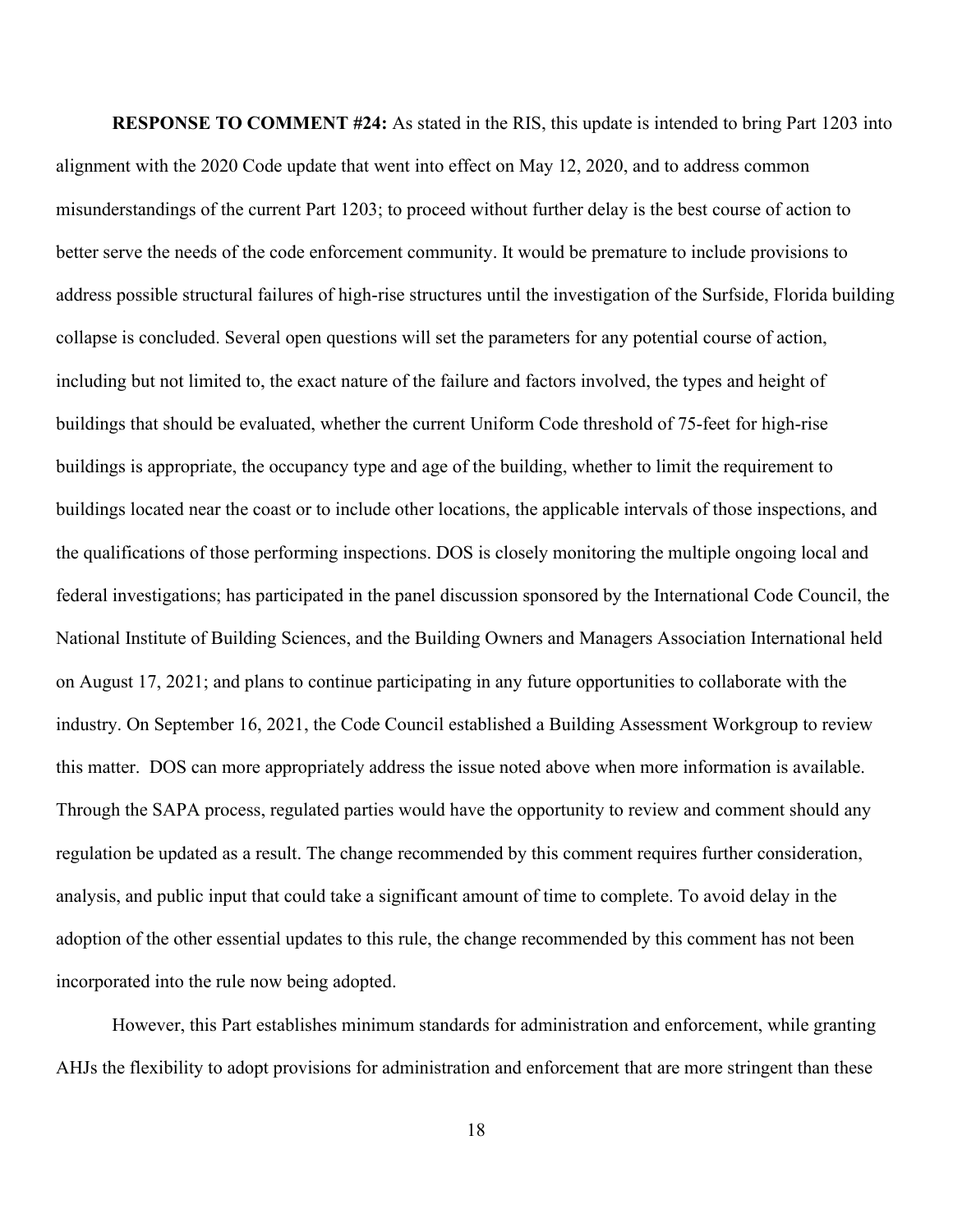**RESPONSE TO COMMENT #24:** As stated in the RIS, this update is intended to bring Part 1203 into alignment with the 2020 Code update that went into effect on May 12, 2020, and to address common misunderstandings of the current Part 1203; to proceed without further delay is the best course of action to better serve the needs of the code enforcement community. It would be premature to include provisions to address possible structural failures of high-rise structures until the investigation of the Surfside, Florida building collapse is concluded. Several open questions will set the parameters for any potential course of action, including but not limited to, the exact nature of the failure and factors involved, the types and height of buildings that should be evaluated, whether the current Uniform Code threshold of 75-feet for high-rise buildings is appropriate, the occupancy type and age of the building, whether to limit the requirement to buildings located near the coast or to include other locations, the applicable intervals of those inspections, and the qualifications of those performing inspections. DOS is closely monitoring the multiple ongoing local and federal investigations; has participated in the panel discussion sponsored by the International Code Council, the National Institute of Building Sciences, and the Building Owners and Managers Association International held on August 17, 2021; and plans to continue participating in any future opportunities to collaborate with the industry. On September 16, 2021, the Code Council established a Building Assessment Workgroup to review this matter. DOS can more appropriately address the issue noted above when more information is available. Through the SAPA process, regulated parties would have the opportunity to review and comment should any regulation be updated as a result. The change recommended by this comment requires further consideration, analysis, and public input that could take a significant amount of time to complete. To avoid delay in the adoption of the other essential updates to this rule, the change recommended by this comment has not been incorporated into the rule now being adopted.

However, this Part establishes minimum standards for administration and enforcement, while granting AHJs the flexibility to adopt provisions for administration and enforcement that are more stringent than these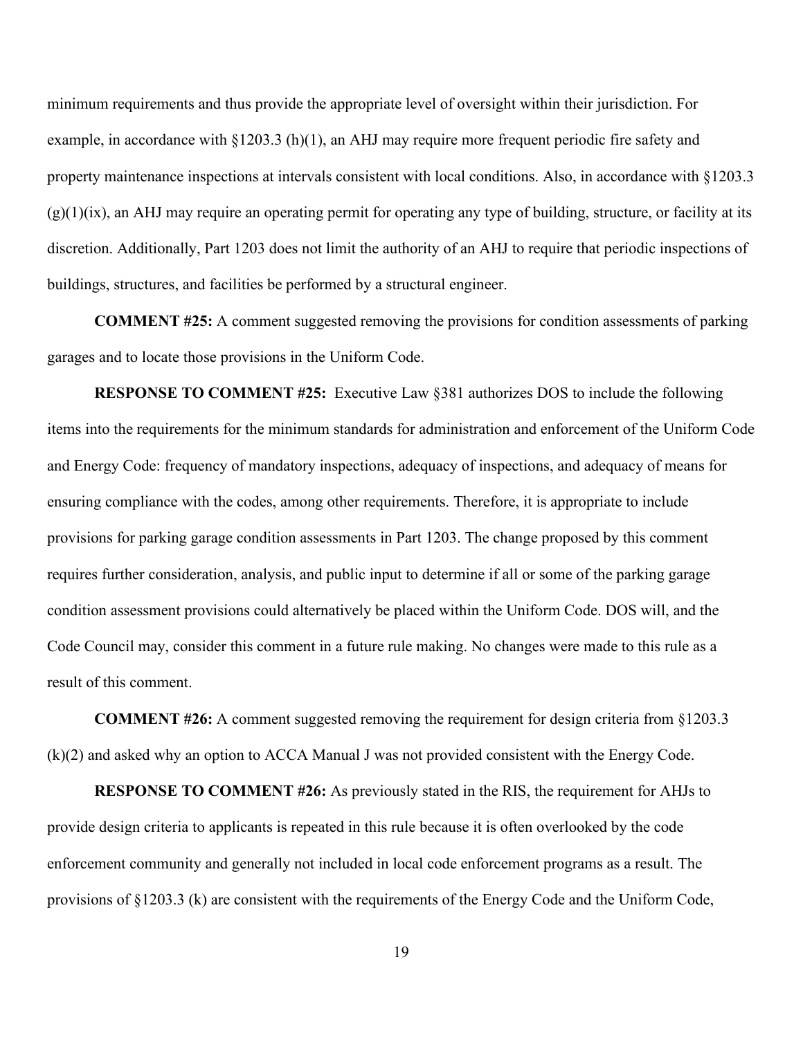minimum requirements and thus provide the appropriate level of oversight within their jurisdiction. For example, in accordance with §1203.3 (h)(1), an AHJ may require more frequent periodic fire safety and property maintenance inspections at intervals consistent with local conditions. Also, in accordance with §1203.3 (g)(1)(ix), an AHJ may require an operating permit for operating any type of building, structure, or facility at its discretion. Additionally, Part 1203 does not limit the authority of an AHJ to require that periodic inspections of buildings, structures, and facilities be performed by a structural engineer.

**COMMENT #25:** A comment suggested removing the provisions for condition assessments of parking garages and to locate those provisions in the Uniform Code.

**RESPONSE TO COMMENT #25:** Executive Law §381 authorizes DOS to include the following items into the requirements for the minimum standards for administration and enforcement of the Uniform Code and Energy Code: frequency of mandatory inspections, adequacy of inspections, and adequacy of means for ensuring compliance with the codes, among other requirements. Therefore, it is appropriate to include provisions for parking garage condition assessments in Part 1203. The change proposed by this comment requires further consideration, analysis, and public input to determine if all or some of the parking garage condition assessment provisions could alternatively be placed within the Uniform Code. DOS will, and the Code Council may, consider this comment in a future rule making. No changes were made to this rule as a result of this comment.

**COMMENT #26:** A comment suggested removing the requirement for design criteria from §1203.3 (k)(2) and asked why an option to ACCA Manual J was not provided consistent with the Energy Code.

**RESPONSE TO COMMENT #26:** As previously stated in the RIS, the requirement for AHJs to provide design criteria to applicants is repeated in this rule because it is often overlooked by the code enforcement community and generally not included in local code enforcement programs as a result. The provisions of §1203.3 (k) are consistent with the requirements of the Energy Code and the Uniform Code,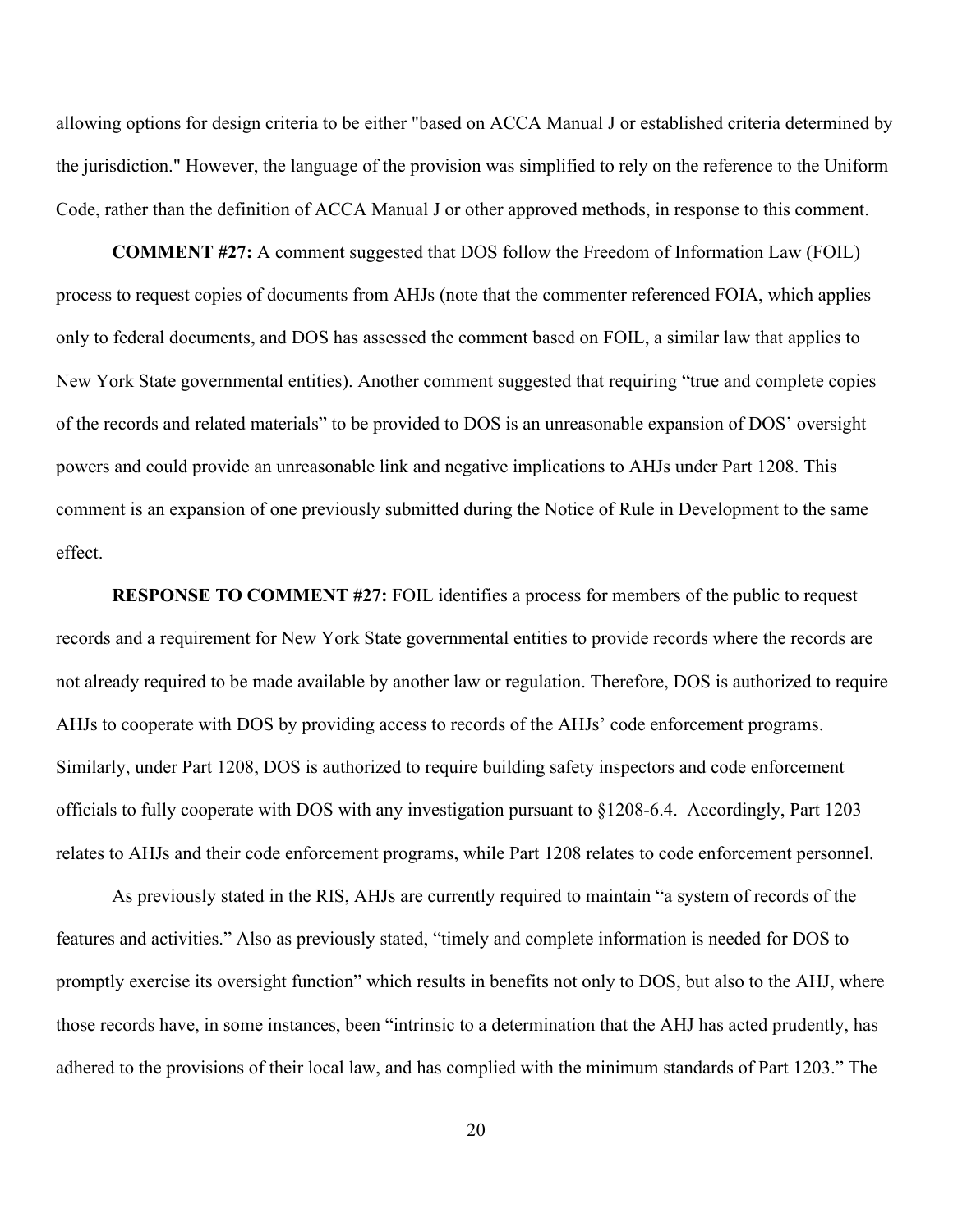allowing options for design criteria to be either "based on ACCA Manual J or established criteria determined by the jurisdiction." However, the language of the provision was simplified to rely on the reference to the Uniform Code, rather than the definition of ACCA Manual J or other approved methods, in response to this comment.

**COMMENT #27:** A comment suggested that DOS follow the Freedom of Information Law (FOIL) process to request copies of documents from AHJs (note that the commenter referenced FOIA, which applies only to federal documents, and DOS has assessed the comment based on FOIL, a similar law that applies to New York State governmental entities). Another comment suggested that requiring "true and complete copies of the records and related materials" to be provided to DOS is an unreasonable expansion of DOS' oversight powers and could provide an unreasonable link and negative implications to AHJs under Part 1208. This comment is an expansion of one previously submitted during the Notice of Rule in Development to the same effect.

**RESPONSE TO COMMENT #27:** FOIL identifies a process for members of the public to request records and a requirement for New York State governmental entities to provide records where the records are not already required to be made available by another law or regulation. Therefore, DOS is authorized to require AHJs to cooperate with DOS by providing access to records of the AHJs' code enforcement programs. Similarly, under Part 1208, DOS is authorized to require building safety inspectors and code enforcement officials to fully cooperate with DOS with any investigation pursuant to §1208-6.4. Accordingly, Part 1203 relates to AHJs and their code enforcement programs, while Part 1208 relates to code enforcement personnel.

As previously stated in the RIS, AHJs are currently required to maintain "a system of records of the features and activities." Also as previously stated, "timely and complete information is needed for DOS to promptly exercise its oversight function" which results in benefits not only to DOS, but also to the AHJ, where those records have, in some instances, been "intrinsic to a determination that the AHJ has acted prudently, has adhered to the provisions of their local law, and has complied with the minimum standards of Part 1203." The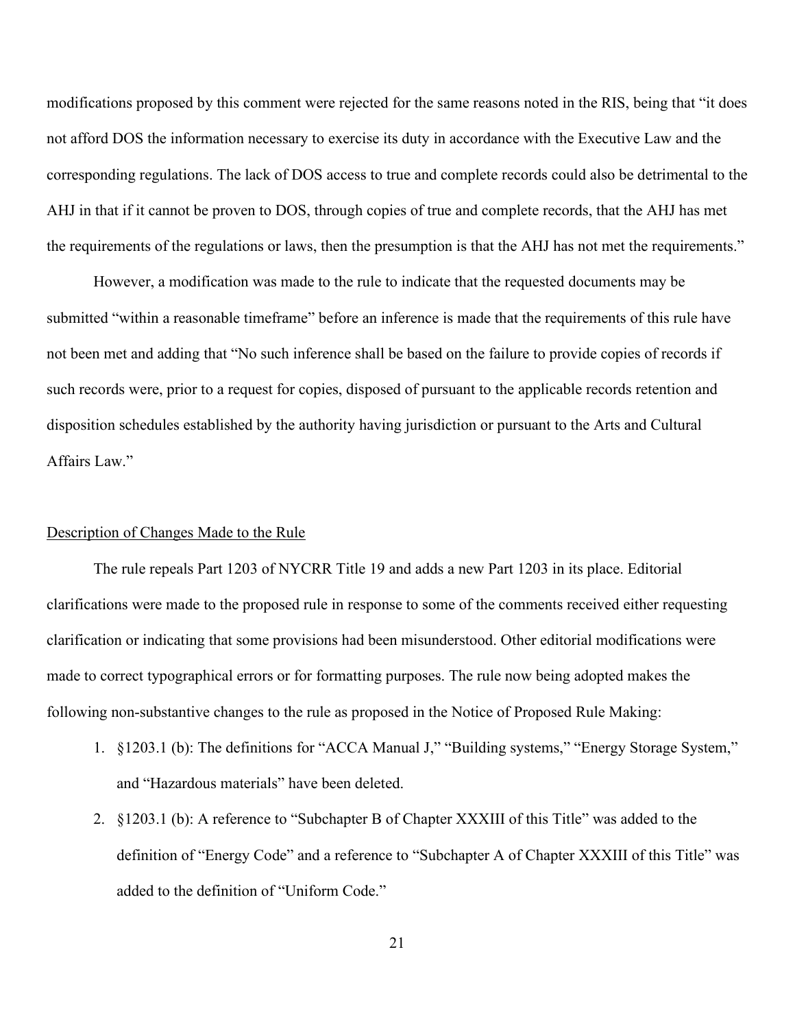modifications proposed by this comment were rejected for the same reasons noted in the RIS, being that "it does not afford DOS the information necessary to exercise its duty in accordance with the Executive Law and the corresponding regulations. The lack of DOS access to true and complete records could also be detrimental to the AHJ in that if it cannot be proven to DOS, through copies of true and complete records, that the AHJ has met the requirements of the regulations or laws, then the presumption is that the AHJ has not met the requirements."

However, a modification was made to the rule to indicate that the requested documents may be submitted "within a reasonable timeframe" before an inference is made that the requirements of this rule have not been met and adding that "No such inference shall be based on the failure to provide copies of records if such records were, prior to a request for copies, disposed of pursuant to the applicable records retention and disposition schedules established by the authority having jurisdiction or pursuant to the Arts and Cultural Affairs Law."

## Description of Changes Made to the Rule

The rule repeals Part 1203 of NYCRR Title 19 and adds a new Part 1203 in its place. Editorial clarifications were made to the proposed rule in response to some of the comments received either requesting clarification or indicating that some provisions had been misunderstood. Other editorial modifications were made to correct typographical errors or for formatting purposes. The rule now being adopted makes the following non-substantive changes to the rule as proposed in the Notice of Proposed Rule Making:

1. §1203.1 (b): The definitions for "ACCA Manual J," "Building systems," "Energy Storage System," and "Hazardous materials" have been deleted.
2. §1203.1 (b): A reference to "Subchapter B of Chapter XXXIII of this Title" was added to the definition of "Energy Code" and a reference to "Subchapter A of Chapter XXXIII of this Title" was added to the definition of "Uniform Code."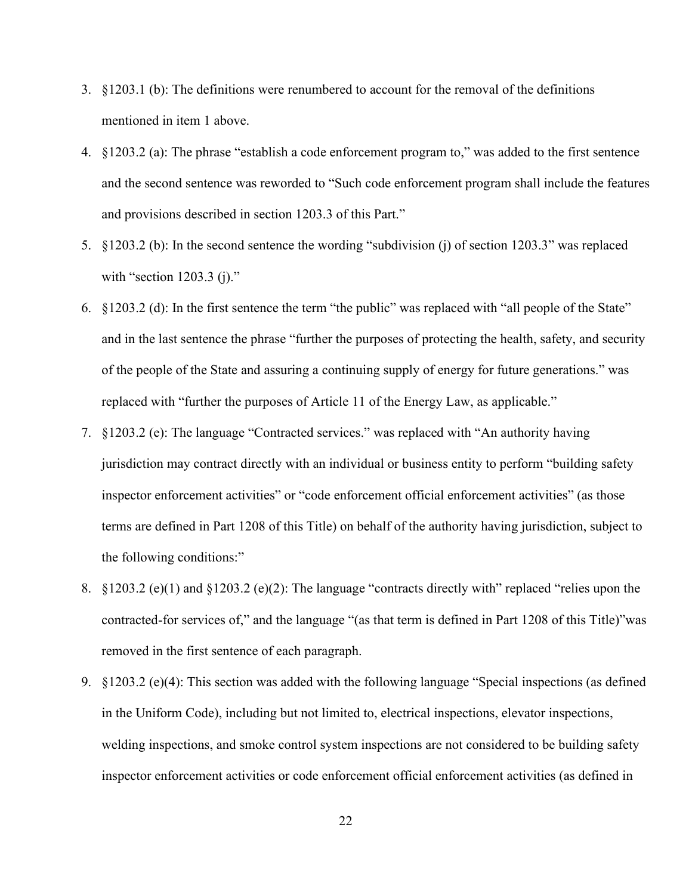3. §1203.1 (b): The definitions were renumbered to account for the removal of the definitions mentioned in item 1 above.
4. §1203.2 (a): The phrase "establish a code enforcement program to," was added to the first sentence and the second sentence was reworded to "Such code enforcement program shall include the features and provisions described in section 1203.3 of this Part."
5. §1203.2 (b): In the second sentence the wording "subdivision (j) of section 1203.3" was replaced with "section 1203.3 (j)."
6. §1203.2 (d): In the first sentence the term "the public" was replaced with "all people of the State" and in the last sentence the phrase "further the purposes of protecting the health, safety, and security of the people of the State and assuring a continuing supply of energy for future generations." was replaced with "further the purposes of Article 11 of the Energy Law, as applicable."
7. §1203.2 (e): The language "Contracted services." was replaced with "An authority having jurisdiction may contract directly with an individual or business entity to perform "building safety inspector enforcement activities" or "code enforcement official enforcement activities" (as those terms are defined in Part 1208 of this Title) on behalf of the authority having jurisdiction, subject to the following conditions:"
8. §1203.2 (e)(1) and §1203.2 (e)(2): The language "contracts directly with" replaced "relies upon the contracted-for services of," and the language "(as that term is defined in Part 1208 of this Title)"was removed in the first sentence of each paragraph.
9. §1203.2 (e)(4): This section was added with the following language "Special inspections (as defined in the Uniform Code), including but not limited to, electrical inspections, elevator inspections, welding inspections, and smoke control system inspections are not considered to be building safety inspector enforcement activities or code enforcement official enforcement activities (as defined in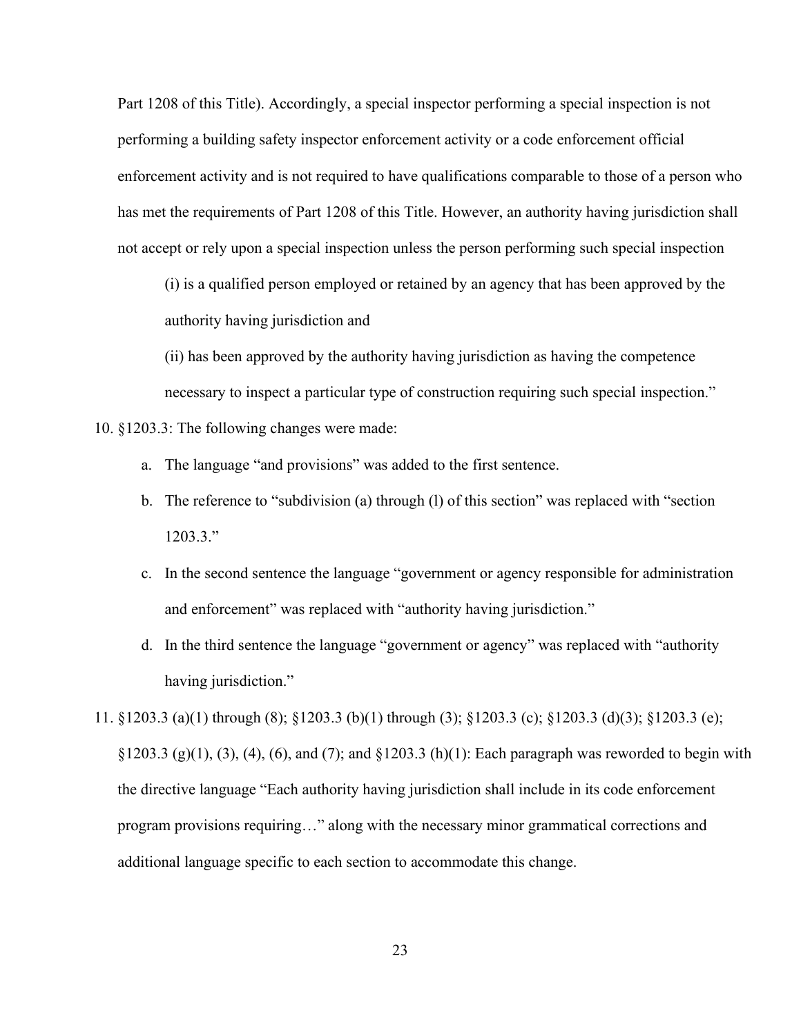Part 1208 of this Title). Accordingly, a special inspector performing a special inspection is not performing a building safety inspector enforcement activity or a code enforcement official enforcement activity and is not required to have qualifications comparable to those of a person who has met the requirements of Part 1208 of this Title. However, an authority having jurisdiction shall not accept or rely upon a special inspection unless the person performing such special inspection

(i) is a qualified person employed or retained by an agency that has been approved by the authority having jurisdiction and

(ii) has been approved by the authority having jurisdiction as having the competence necessary to inspect a particular type of construction requiring such special inspection."

10. §1203.3: The following changes were made:
    a. The language "and provisions" was added to the first sentence.
    b. The reference to "subdivision (a) through (l) of this section" was replaced with "section 1203.3."
    c. In the second sentence the language "government or agency responsible for administration and enforcement" was replaced with "authority having jurisdiction."
    d. In the third sentence the language "government or agency" was replaced with "authority having jurisdiction."
11. §1203.3 (a)(1) through (8); §1203.3 (b)(1) through (3); §1203.3 (c); §1203.3 (d)(3); §1203.3 (e); §1203.3 (g)(1), (3), (4), (6), and (7); and §1203.3 (h)(1): Each paragraph was reworded to begin with the directive language "Each authority having jurisdiction shall include in its code enforcement program provisions requiring…" along with the necessary minor grammatical corrections and additional language specific to each section to accommodate this change.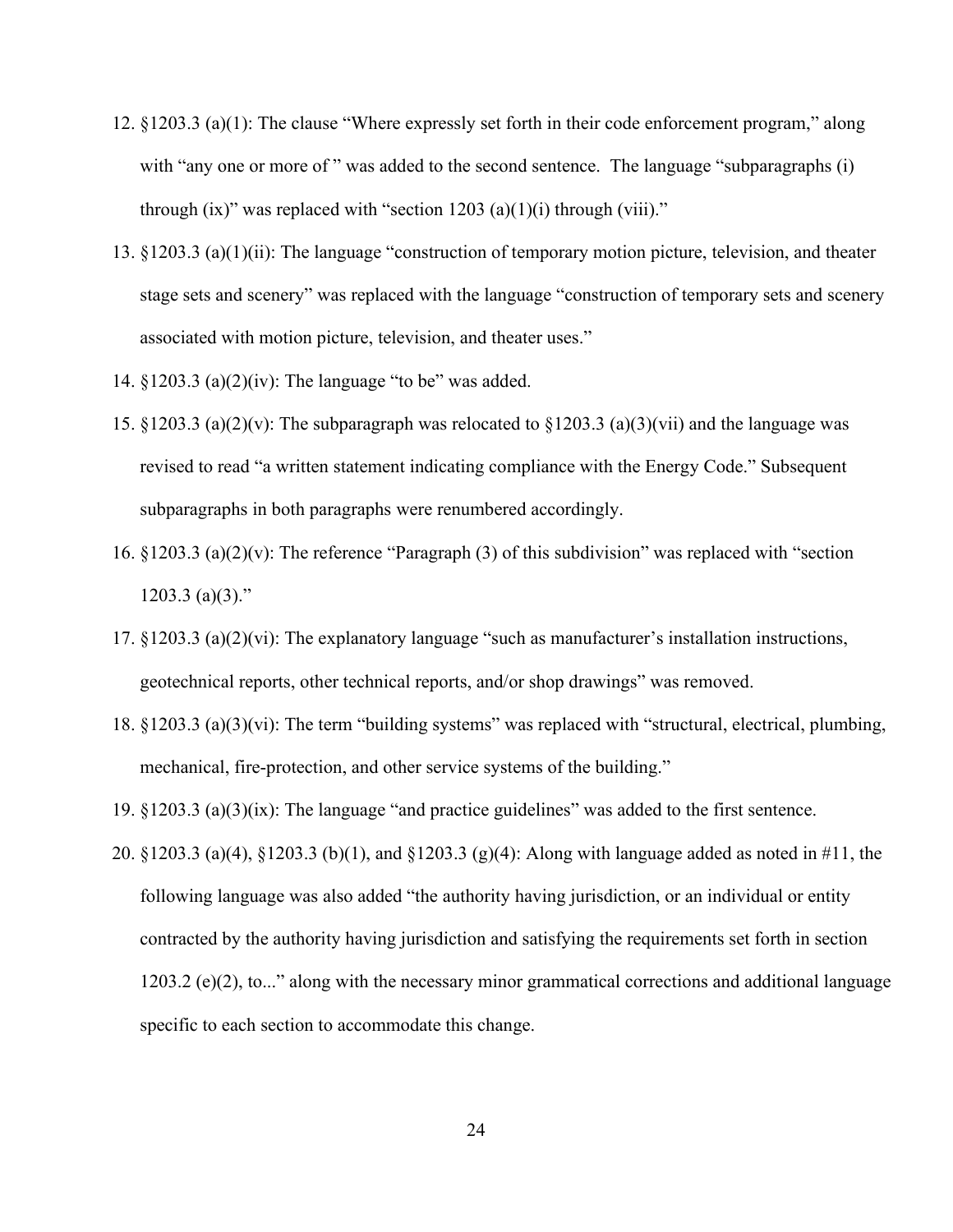12. §1203.3 (a)(1): The clause "Where expressly set forth in their code enforcement program," along with "any one or more of " was added to the second sentence. The language "subparagraphs (i) through (ix)" was replaced with "section 1203 (a)(1)(i) through (viii)."
13. §1203.3 (a)(1)(ii): The language "construction of temporary motion picture, television, and theater stage sets and scenery" was replaced with the language "construction of temporary sets and scenery associated with motion picture, television, and theater uses."
14. §1203.3 (a)(2)(iv): The language "to be" was added.
15. §1203.3 (a)(2)(v): The subparagraph was relocated to §1203.3 (a)(3)(vii) and the language was revised to read "a written statement indicating compliance with the Energy Code." Subsequent subparagraphs in both paragraphs were renumbered accordingly.
16. §1203.3 (a)(2)(v): The reference "Paragraph (3) of this subdivision" was replaced with "section 1203.3 (a)(3)."
17. §1203.3 (a)(2)(vi): The explanatory language "such as manufacturer's installation instructions, geotechnical reports, other technical reports, and/or shop drawings" was removed.
18. §1203.3 (a)(3)(vi): The term "building systems" was replaced with "structural, electrical, plumbing, mechanical, fire-protection, and other service systems of the building."
19. §1203.3 (a)(3)(ix): The language "and practice guidelines" was added to the first sentence.
20. §1203.3 (a)(4), §1203.3 (b)(1), and §1203.3 (g)(4): Along with language added as noted in #11, the following language was also added "the authority having jurisdiction, or an individual or entity contracted by the authority having jurisdiction and satisfying the requirements set forth in section 1203.2 (e)(2), to..." along with the necessary minor grammatical corrections and additional language specific to each section to accommodate this change.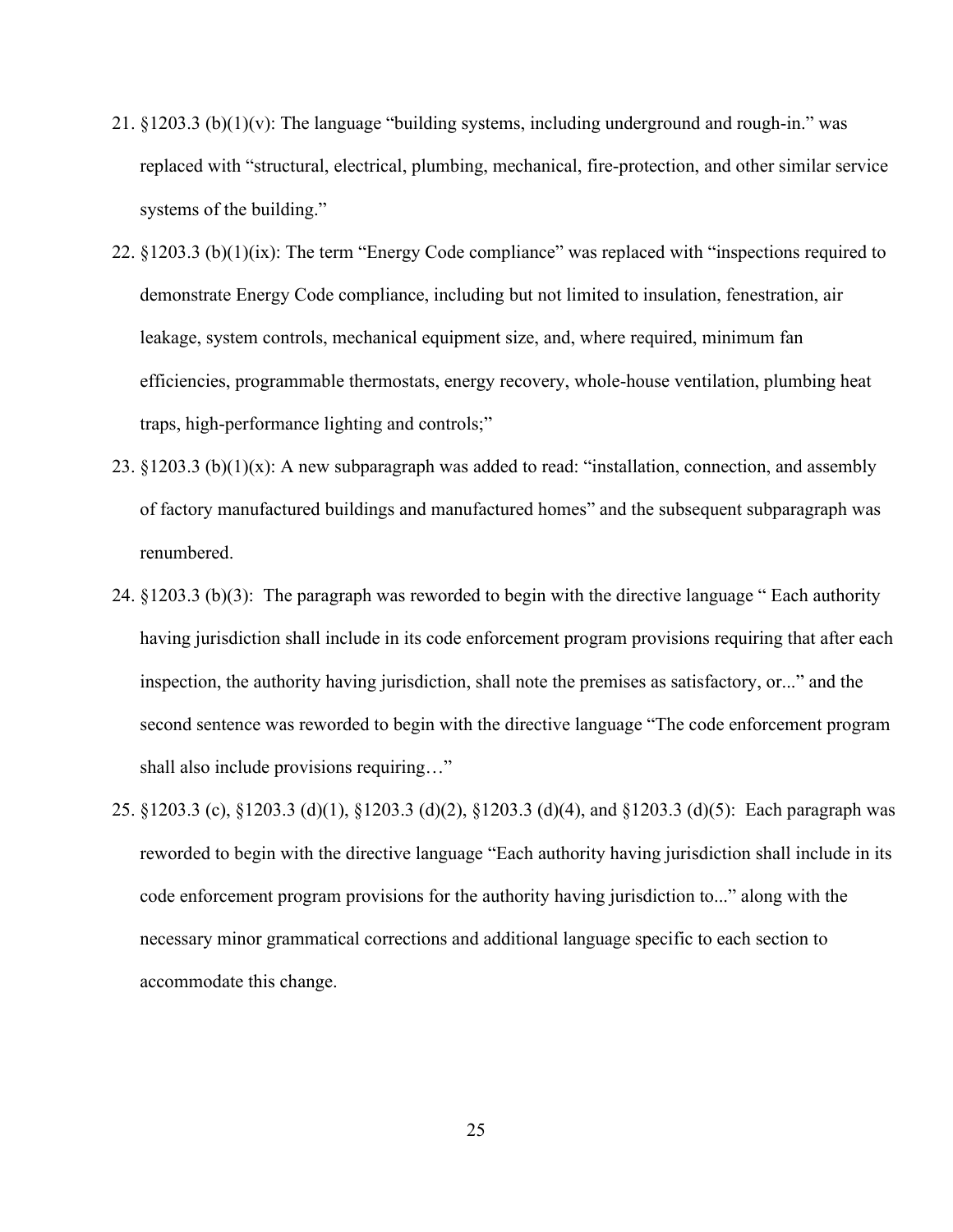21. §1203.3 (b)(1)(v): The language "building systems, including underground and rough-in." was replaced with "structural, electrical, plumbing, mechanical, fire-protection, and other similar service systems of the building."

22. §1203.3 (b)(1)(ix): The term "Energy Code compliance" was replaced with "inspections required to demonstrate Energy Code compliance, including but not limited to insulation, fenestration, air leakage, system controls, mechanical equipment size, and, where required, minimum fan efficiencies, programmable thermostats, energy recovery, whole-house ventilation, plumbing heat traps, high-performance lighting and controls;"

23. §1203.3 (b)(1)(x): A new subparagraph was added to read: "installation, connection, and assembly of factory manufactured buildings and manufactured homes" and the subsequent subparagraph was renumbered.

24. §1203.3 (b)(3): The paragraph was reworded to begin with the directive language " Each authority having jurisdiction shall include in its code enforcement program provisions requiring that after each inspection, the authority having jurisdiction, shall note the premises as satisfactory, or..." and the second sentence was reworded to begin with the directive language "The code enforcement program shall also include provisions requiring…"

25. §1203.3 (c), §1203.3 (d)(1), §1203.3 (d)(2), §1203.3 (d)(4), and §1203.3 (d)(5): Each paragraph was reworded to begin with the directive language "Each authority having jurisdiction shall include in its code enforcement program provisions for the authority having jurisdiction to..." along with the necessary minor grammatical corrections and additional language specific to each section to accommodate this change.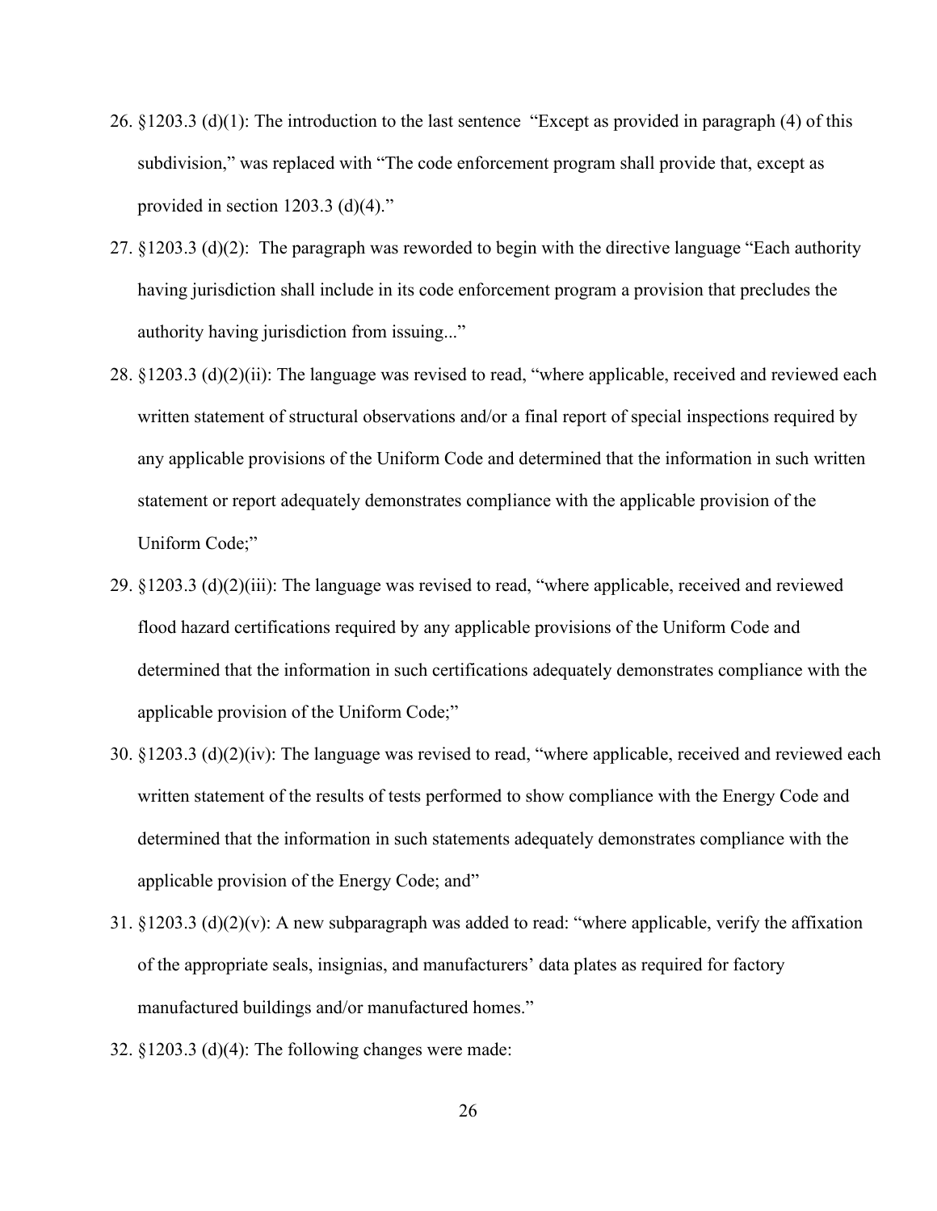26. §1203.3 (d)(1): The introduction to the last sentence "Except as provided in paragraph (4) of this subdivision," was replaced with "The code enforcement program shall provide that, except as provided in section 1203.3 (d)(4)."

27. §1203.3 (d)(2): The paragraph was reworded to begin with the directive language "Each authority having jurisdiction shall include in its code enforcement program a provision that precludes the authority having jurisdiction from issuing..."

28. §1203.3 (d)(2)(ii): The language was revised to read, "where applicable, received and reviewed each written statement of structural observations and/or a final report of special inspections required by any applicable provisions of the Uniform Code and determined that the information in such written statement or report adequately demonstrates compliance with the applicable provision of the Uniform Code;"

29. §1203.3 (d)(2)(iii): The language was revised to read, "where applicable, received and reviewed flood hazard certifications required by any applicable provisions of the Uniform Code and determined that the information in such certifications adequately demonstrates compliance with the applicable provision of the Uniform Code;"

30. §1203.3 (d)(2)(iv): The language was revised to read, "where applicable, received and reviewed each written statement of the results of tests performed to show compliance with the Energy Code and determined that the information in such statements adequately demonstrates compliance with the applicable provision of the Energy Code; and"

31. §1203.3 (d)(2)(v): A new subparagraph was added to read: "where applicable, verify the affixation of the appropriate seals, insignias, and manufacturers' data plates as required for factory manufactured buildings and/or manufactured homes."

32. §1203.3 (d)(4): The following changes were made: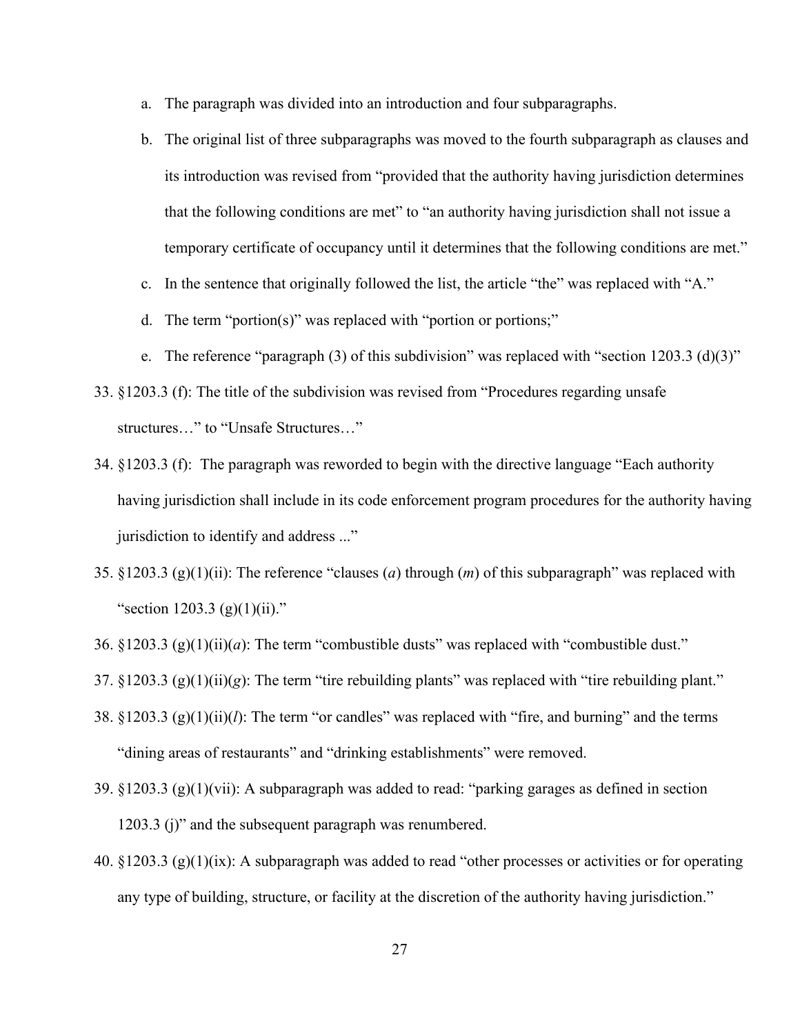a. The paragraph was divided into an introduction and four subparagraphs.

b. The original list of three subparagraphs was moved to the fourth subparagraph as clauses and its introduction was revised from "provided that the authority having jurisdiction determines that the following conditions are met" to "an authority having jurisdiction shall not issue a temporary certificate of occupancy until it determines that the following conditions are met."

c. In the sentence that originally followed the list, the article "the" was replaced with "A."

d. The term "portion(s)" was replaced with "portion or portions;"

e. The reference "paragraph (3) of this subdivision" was replaced with "section 1203.3 (d)(3)"

33. §1203.3 (f): The title of the subdivision was revised from "Procedures regarding unsafe structures…" to "Unsafe Structures…"

34. §1203.3 (f): The paragraph was reworded to begin with the directive language "Each authority having jurisdiction shall include in its code enforcement program procedures for the authority having jurisdiction to identify and address ..."

35. §1203.3 (g)(1)(ii): The reference "clauses (*a*) through (*m*) of this subparagraph" was replaced with "section 1203.3 (g)(1)(ii)."

36. §1203.3 (g)(1)(ii)(*a*): The term "combustible dusts" was replaced with "combustible dust."

37. §1203.3 (g)(1)(ii)(*g*): The term "tire rebuilding plants" was replaced with "tire rebuilding plant."

38. §1203.3 (g)(1)(ii)(*l*): The term "or candles" was replaced with "fire, and burning" and the terms "dining areas of restaurants" and "drinking establishments" were removed.

39. §1203.3 (g)(1)(vii): A subparagraph was added to read: "parking garages as defined in section 1203.3 (j)" and the subsequent paragraph was renumbered.

40. §1203.3 (g)(1)(ix): A subparagraph was added to read "other processes or activities or for operating any type of building, structure, or facility at the discretion of the authority having jurisdiction."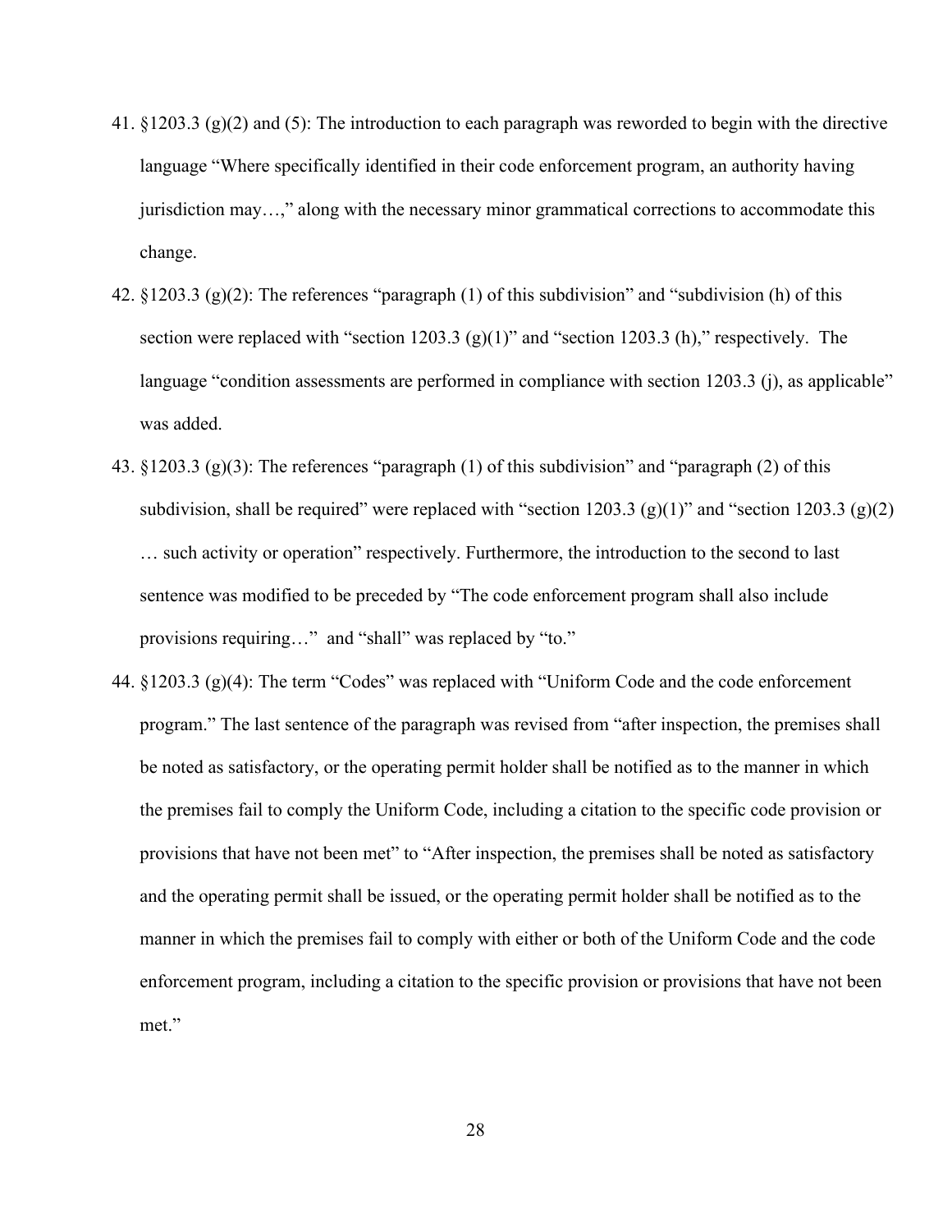41. §1203.3 (g)(2) and (5): The introduction to each paragraph was reworded to begin with the directive language "Where specifically identified in their code enforcement program, an authority having jurisdiction may…," along with the necessary minor grammatical corrections to accommodate this change.

42. §1203.3 (g)(2): The references "paragraph (1) of this subdivision" and "subdivision (h) of this section were replaced with "section 1203.3 (g)(1)" and "section 1203.3 (h)," respectively. The language "condition assessments are performed in compliance with section 1203.3 (j), as applicable" was added.

43. §1203.3 (g)(3): The references "paragraph (1) of this subdivision" and "paragraph (2) of this subdivision, shall be required" were replaced with "section 1203.3 (g)(1)" and "section 1203.3 (g)(2) … such activity or operation" respectively. Furthermore, the introduction to the second to last sentence was modified to be preceded by "The code enforcement program shall also include provisions requiring…" and "shall" was replaced by "to."

44. §1203.3 (g)(4): The term "Codes" was replaced with "Uniform Code and the code enforcement program." The last sentence of the paragraph was revised from "after inspection, the premises shall be noted as satisfactory, or the operating permit holder shall be notified as to the manner in which the premises fail to comply the Uniform Code, including a citation to the specific code provision or provisions that have not been met" to "After inspection, the premises shall be noted as satisfactory and the operating permit shall be issued, or the operating permit holder shall be notified as to the manner in which the premises fail to comply with either or both of the Uniform Code and the code enforcement program, including a citation to the specific provision or provisions that have not been met."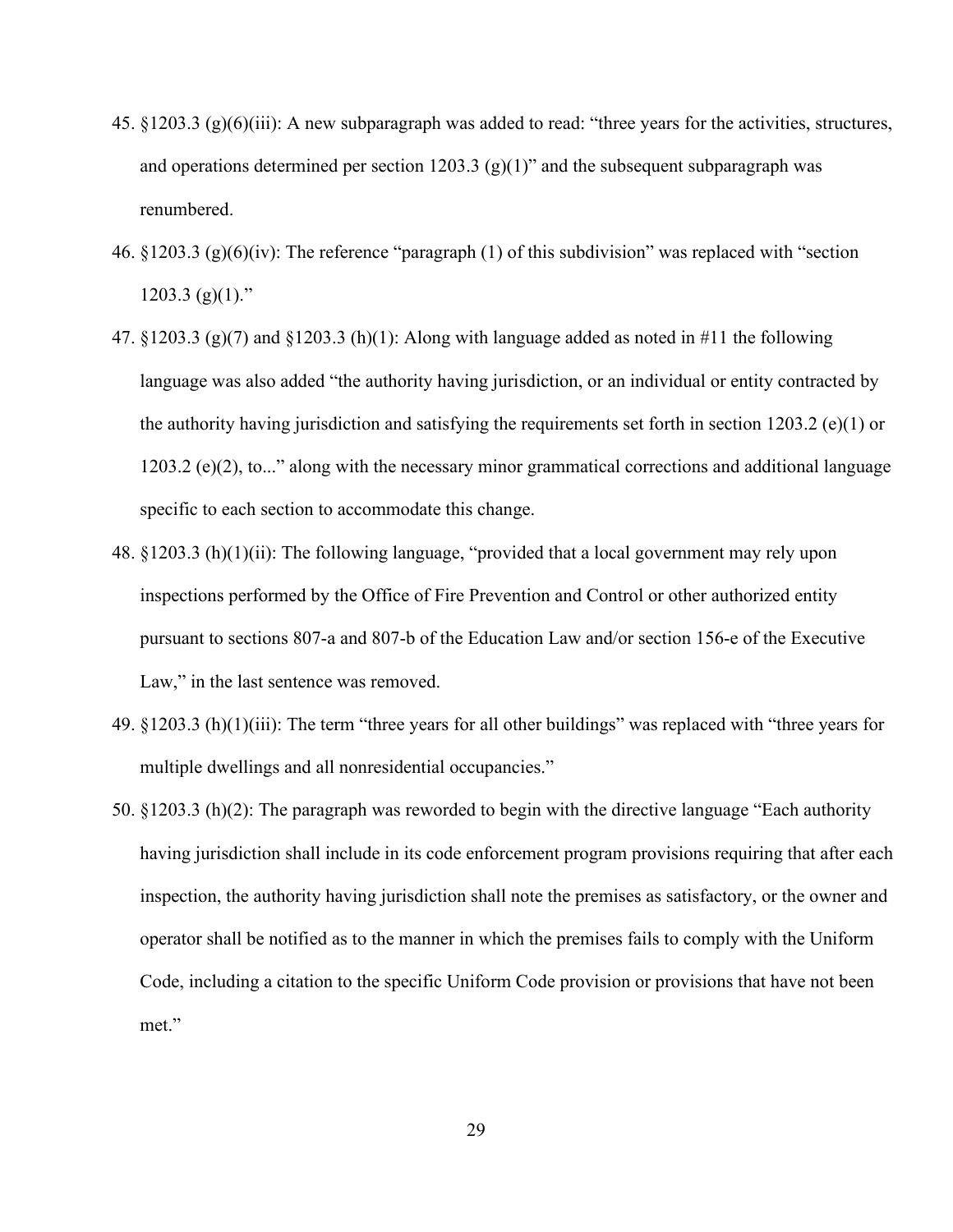45. §1203.3 (g)(6)(iii): A new subparagraph was added to read: "three years for the activities, structures, and operations determined per section 1203.3 (g)(1)" and the subsequent subparagraph was renumbered.
46. §1203.3 (g)(6)(iv): The reference "paragraph (1) of this subdivision" was replaced with "section 1203.3 (g)(1)."
47. §1203.3 (g)(7) and §1203.3 (h)(1): Along with language added as noted in #11 the following language was also added "the authority having jurisdiction, or an individual or entity contracted by the authority having jurisdiction and satisfying the requirements set forth in section 1203.2 (e)(1) or 1203.2 (e)(2), to..." along with the necessary minor grammatical corrections and additional language specific to each section to accommodate this change.
48. §1203.3 (h)(1)(ii): The following language, "provided that a local government may rely upon inspections performed by the Office of Fire Prevention and Control or other authorized entity pursuant to sections 807-a and 807-b of the Education Law and/or section 156-e of the Executive Law," in the last sentence was removed.
49. §1203.3 (h)(1)(iii): The term "three years for all other buildings" was replaced with "three years for multiple dwellings and all nonresidential occupancies."
50. §1203.3 (h)(2): The paragraph was reworded to begin with the directive language "Each authority having jurisdiction shall include in its code enforcement program provisions requiring that after each inspection, the authority having jurisdiction shall note the premises as satisfactory, or the owner and operator shall be notified as to the manner in which the premises fails to comply with the Uniform Code, including a citation to the specific Uniform Code provision or provisions that have not been met."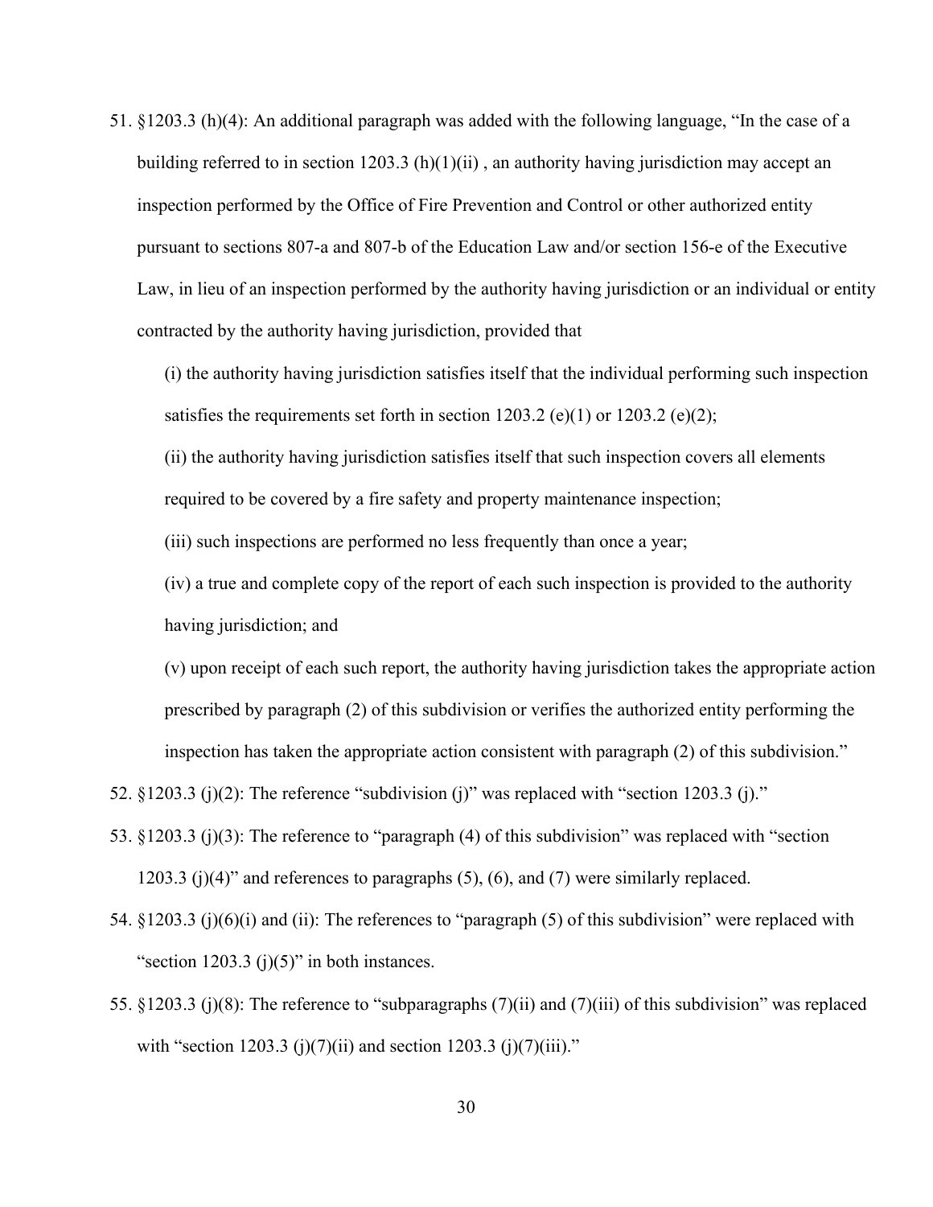51. §1203.3 (h)(4): An additional paragraph was added with the following language, "In the case of a building referred to in section 1203.3 (h)(1)(ii) , an authority having jurisdiction may accept an inspection performed by the Office of Fire Prevention and Control or other authorized entity pursuant to sections 807-a and 807-b of the Education Law and/or section 156-e of the Executive Law, in lieu of an inspection performed by the authority having jurisdiction or an individual or entity contracted by the authority having jurisdiction, provided that

    (i) the authority having jurisdiction satisfies itself that the individual performing such inspection satisfies the requirements set forth in section 1203.2 (e)(1) or 1203.2 (e)(2);

    (ii) the authority having jurisdiction satisfies itself that such inspection covers all elements required to be covered by a fire safety and property maintenance inspection;

    (iii) such inspections are performed no less frequently than once a year;

    (iv) a true and complete copy of the report of each such inspection is provided to the authority having jurisdiction; and

    (v) upon receipt of each such report, the authority having jurisdiction takes the appropriate action prescribed by paragraph (2) of this subdivision or verifies the authorized entity performing the inspection has taken the appropriate action consistent with paragraph (2) of this subdivision."

52. §1203.3 (j)(2): The reference "subdivision (j)" was replaced with "section 1203.3 (j)."
53. §1203.3 (j)(3): The reference to "paragraph (4) of this subdivision" was replaced with "section 1203.3 (j)(4)" and references to paragraphs (5), (6), and (7) were similarly replaced.
54. §1203.3 (j)(6)(i) and (ii): The references to "paragraph (5) of this subdivision" were replaced with "section 1203.3 (j)(5)" in both instances.
55. §1203.3 (j)(8): The reference to "subparagraphs (7)(ii) and (7)(iii) of this subdivision" was replaced with "section 1203.3 (j)(7)(ii) and section 1203.3 (j)(7)(iii)."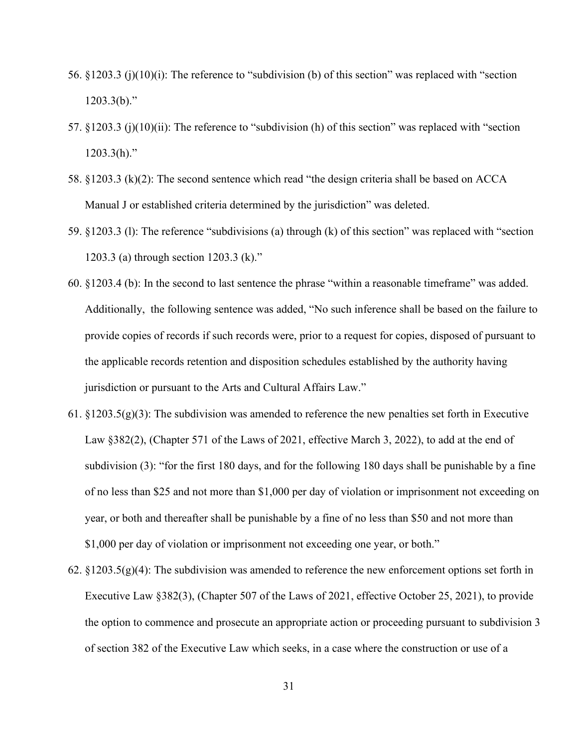56. §1203.3 (j)(10)(i): The reference to "subdivision (b) of this section" was replaced with "section 1203.3(b)."
57. §1203.3 (j)(10)(ii): The reference to "subdivision (h) of this section" was replaced with "section 1203.3(h)."
58. §1203.3 (k)(2): The second sentence which read "the design criteria shall be based on ACCA Manual J or established criteria determined by the jurisdiction" was deleted.
59. §1203.3 (l): The reference "subdivisions (a) through (k) of this section" was replaced with "section 1203.3 (a) through section 1203.3 (k)."
60. §1203.4 (b): In the second to last sentence the phrase "within a reasonable timeframe" was added. Additionally, the following sentence was added, "No such inference shall be based on the failure to provide copies of records if such records were, prior to a request for copies, disposed of pursuant to the applicable records retention and disposition schedules established by the authority having jurisdiction or pursuant to the Arts and Cultural Affairs Law."
61. §1203.5(g)(3): The subdivision was amended to reference the new penalties set forth in Executive Law §382(2), (Chapter 571 of the Laws of 2021, effective March 3, 2022), to add at the end of subdivision (3): "for the first 180 days, and for the following 180 days shall be punishable by a fine of no less than \$25 and not more than \$1,000 per day of violation or imprisonment not exceeding on year, or both and thereafter shall be punishable by a fine of no less than \$50 and not more than \$1,000 per day of violation or imprisonment not exceeding one year, or both."
62. §1203.5(g)(4): The subdivision was amended to reference the new enforcement options set forth in Executive Law §382(3), (Chapter 507 of the Laws of 2021, effective October 25, 2021), to provide the option to commence and prosecute an appropriate action or proceeding pursuant to subdivision 3 of section 382 of the Executive Law which seeks, in a case where the construction or use of a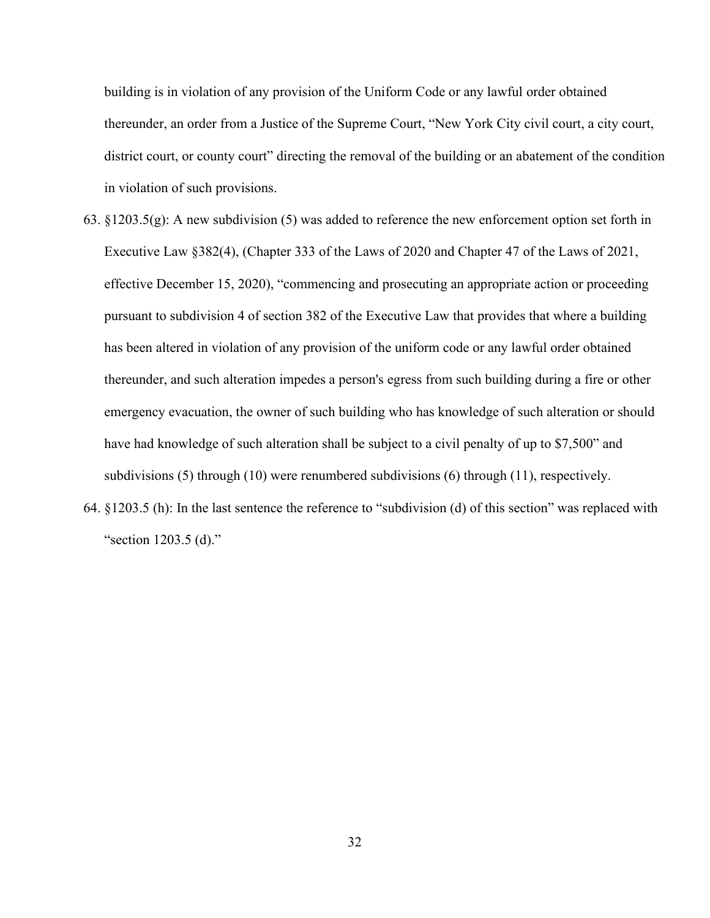building is in violation of any provision of the Uniform Code or any lawful order obtained thereunder, an order from a Justice of the Supreme Court, "New York City civil court, a city court, district court, or county court" directing the removal of the building or an abatement of the condition in violation of such provisions.

63. §1203.5(g): A new subdivision (5) was added to reference the new enforcement option set forth in Executive Law §382(4), (Chapter 333 of the Laws of 2020 and Chapter 47 of the Laws of 2021, effective December 15, 2020), "commencing and prosecuting an appropriate action or proceeding pursuant to subdivision 4 of section 382 of the Executive Law that provides that where a building has been altered in violation of any provision of the uniform code or any lawful order obtained thereunder, and such alteration impedes a person's egress from such building during a fire or other emergency evacuation, the owner of such building who has knowledge of such alteration or should have had knowledge of such alteration shall be subject to a civil penalty of up to $7,500" and subdivisions (5) through (10) were renumbered subdivisions (6) through (11), respectively.
64. §1203.5 (h): In the last sentence the reference to "subdivision (d) of this section" was replaced with "section 1203.5 (d)."